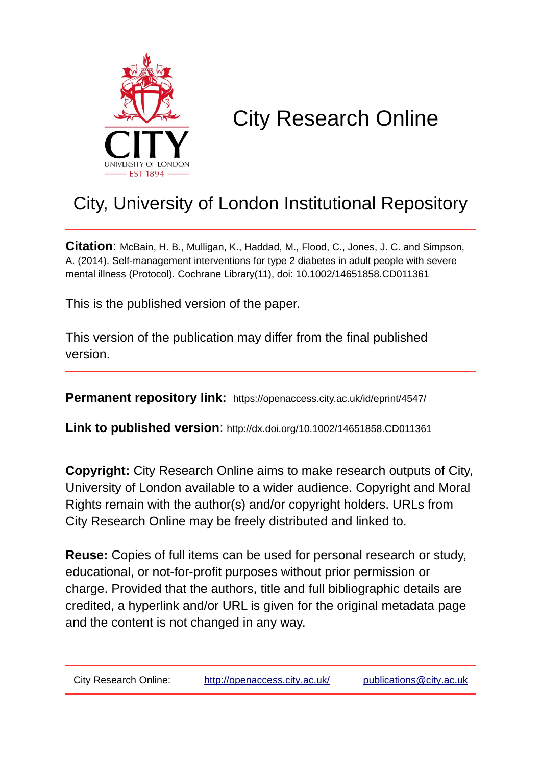# City Research Online

## City, University of London Institutional Repository

**Citation**: McBain, H. B., Mulligan, K., Haddad, M., Flood, C., Jones, J. C. and Simpson, A. (2014). Self-management interventions for type 2 diabetes in adult people with severe mental illness (Protocol). Cochrane Library(11), doi: 10.1002/14651858.CD011361

This is the published version of the paper.

This version of the publication may differ from the final published version.

---

**Permanent repository link:** https://openaccess.city.ac.uk/id/eprint/4547/

**Link to published version**: http://dx.doi.org/10.1002/14651858.CD011361

**Copyright:** City Research Online aims to make research outputs of City, University of London available to a wider audience. Copyright and Moral Rights remain with the author(s) and/or copyright holders. URLs from City Research Online may be freely distributed and linked to.

**Reuse:** Copies of full items can be used for personal research or study, educational, or not-for-profit purposes without prior permission or charge. Provided that the authors, title and full bibliographic details are credited, a hyperlink and/or URL is given for the original metadata page and the content is not changed in any way.

---

City Research Online: http://openaccess.city.ac.uk/ publications@city.ac.uk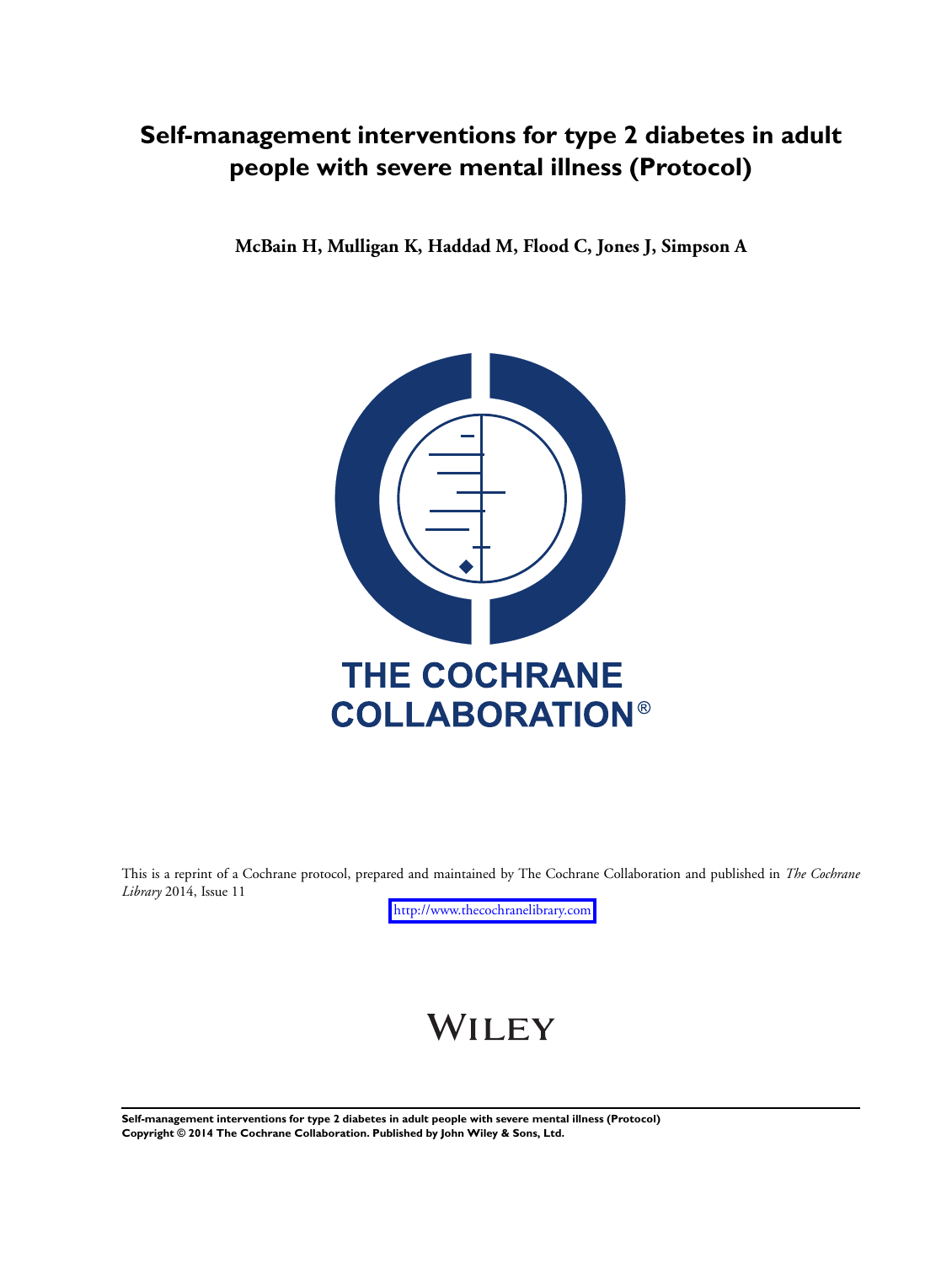# Self-management interventions for type 2 diabetes in adult people with severe mental illness (Protocol)

**McBain H, Mulligan K, Haddad M, Flood C, Jones J, Simpson A**

THE COCHRANE COLLABORATION®

This is a reprint of a Cochrane protocol, prepared and maintained by The Cochrane Collaboration and published in *The Cochrane Library* 2014, Issue 11

http://www.thecochranelibrary.com

WILEY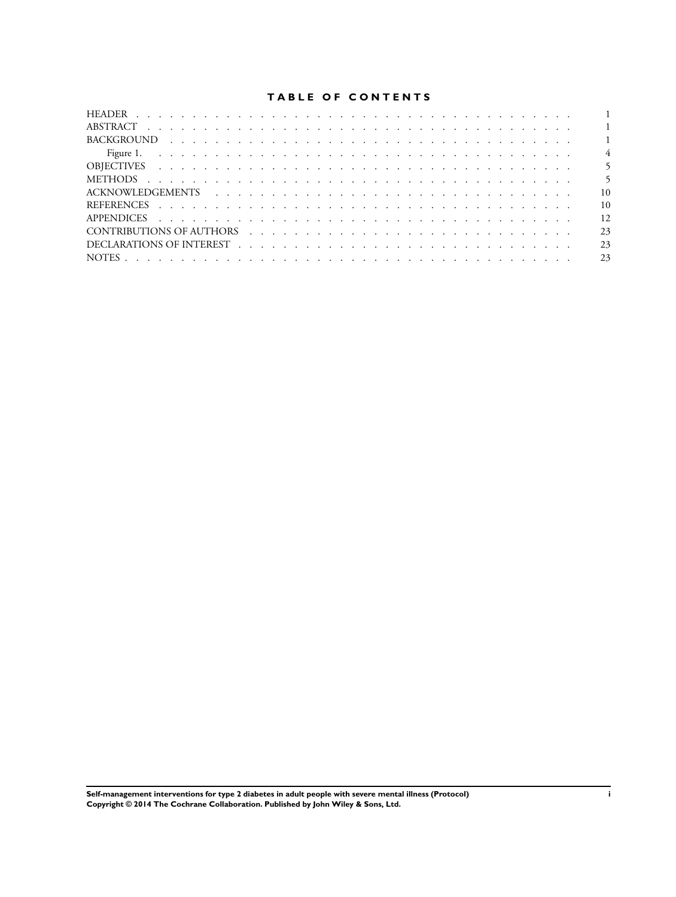# TABLE OF CONTENTS

| | |
|---|---|
| HEADER | 1 |
| ABSTRACT | 1 |
| BACKGROUND | 1 |
| Figure 1. | 4 |
| OBJECTIVES | 5 |
| METHODS | 5 |
| ACKNOWLEDGEMENTS | 10 |
| REFERENCES | 10 |
| APPENDICES | 12 |
| CONTRIBUTIONS OF AUTHORS | 23 |
| DECLARATIONS OF INTEREST | 23 |
| NOTES | 23 |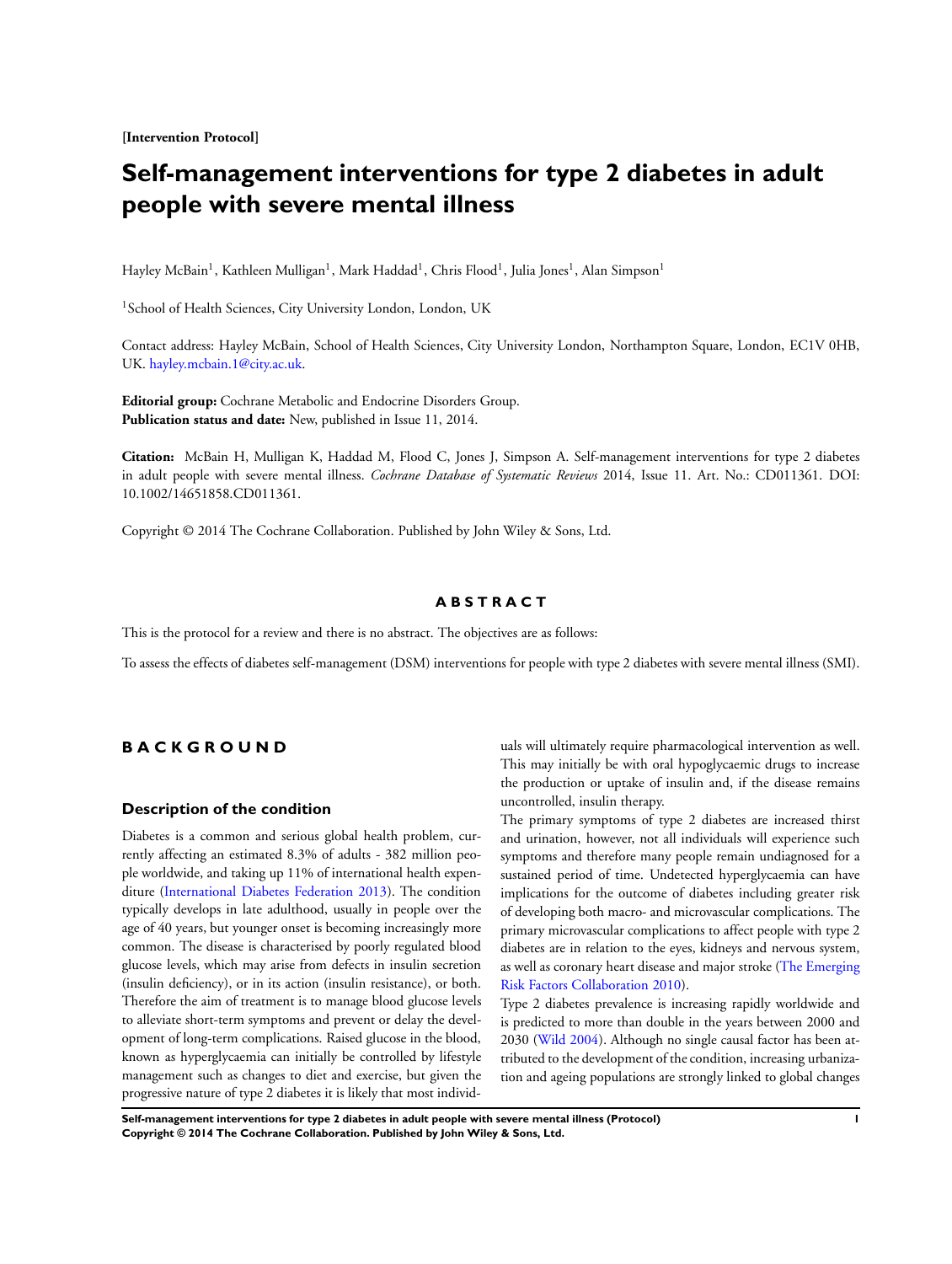[Intervention Protocol]

# Self-management interventions for type 2 diabetes in adult people with severe mental illness

Hayley McBain[1], Kathleen Mulligan[1], Mark Haddad[1], Chris Flood[1], Julia Jones[1], Alan Simpson[1]

[1]School of Health Sciences, City University London, London, UK

Contact address: Hayley McBain, School of Health Sciences, City University London, Northampton Square, London, EC1V 0HB, UK. hayley.mcbain.1@city.ac.uk.

**Editorial group:** Cochrane Metabolic and Endocrine Disorders Group.
**Publication status and date:** New, published in Issue 11, 2014.

**Citation:** McBain H, Mulligan K, Haddad M, Flood C, Jones J, Simpson A. Self-management interventions for type 2 diabetes in adult people with severe mental illness. *Cochrane Database of Systematic Reviews* 2014, Issue 11. Art. No.: CD011361. DOI: 10.1002/14651858.CD011361.

Copyright © 2014 The Cochrane Collaboration. Published by John Wiley & Sons, Ltd.

## ABSTRACT

This is the protocol for a review and there is no abstract. The objectives are as follows:

To assess the effects of diabetes self-management (DSM) interventions for people with type 2 diabetes with severe mental illness (SMI).

## BACKGROUND

### Description of the condition

Diabetes is a common and serious global health problem, currently affecting an estimated 8.3% of adults - 382 million people worldwide, and taking up 11% of international health expenditure (International Diabetes Federation 2013). The condition typically develops in late adulthood, usually in people over the age of 40 years, but younger onset is becoming increasingly more common. The disease is characterised by poorly regulated blood glucose levels, which may arise from defects in insulin secretion (insulin deficiency), or in its action (insulin resistance), or both. Therefore the aim of treatment is to manage blood glucose levels to alleviate short-term symptoms and prevent or delay the development of long-term complications. Raised glucose in the blood, known as hyperglycaemia can initially be controlled by lifestyle management such as changes to diet and exercise, but given the progressive nature of type 2 diabetes it is likely that most individuals will ultimately require pharmacological intervention as well. This may initially be with oral hypoglycaemic drugs to increase the production or uptake of insulin and, if the disease remains uncontrolled, insulin therapy.

The primary symptoms of type 2 diabetes are increased thirst and urination, however, not all individuals will experience such symptoms and therefore many people remain undiagnosed for a sustained period of time. Undetected hyperglycaemia can have implications for the outcome of diabetes including greater risk of developing both macro- and microvascular complications. The primary microvascular complications to affect people with type 2 diabetes are in relation to the eyes, kidneys and nervous system, as well as coronary heart disease and major stroke (The Emerging Risk Factors Collaboration 2010).

Type 2 diabetes prevalence is increasing rapidly worldwide and is predicted to more than double in the years between 2000 and 2030 (Wild 2004). Although no single causal factor has been attributed to the development of the condition, increasing urbanization and ageing populations are strongly linked to global changes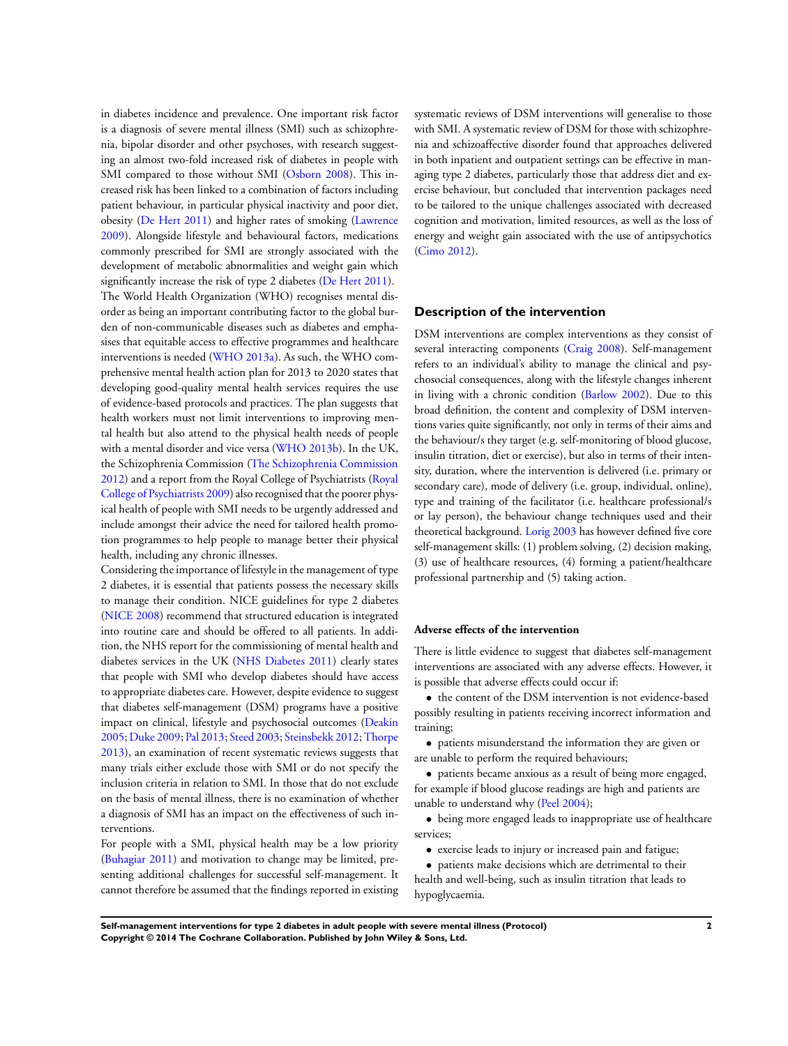in diabetes incidence and prevalence. One important risk factor is a diagnosis of severe mental illness (SMI) such as schizophrenia, bipolar disorder and other psychoses, with research suggesting an almost two-fold increased risk of diabetes in people with SMI compared to those without SMI (Osborn 2008). This increased risk has been linked to a combination of factors including patient behaviour, in particular physical inactivity and poor diet, obesity (De Hert 2011) and higher rates of smoking (Lawrence 2009). Alongside lifestyle and behavioural factors, medications commonly prescribed for SMI are strongly associated with the development of metabolic abnormalities and weight gain which significantly increase the risk of type 2 diabetes (De Hert 2011).

The World Health Organization (WHO) recognises mental disorder as being an important contributing factor to the global burden of non-communicable diseases such as diabetes and emphasises that equitable access to effective programmes and healthcare interventions is needed (WHO 2013a). As such, the WHO comprehensive mental health action plan for 2013 to 2020 states that developing good-quality mental health services requires the use of evidence-based protocols and practices. The plan suggests that health workers must not limit interventions to improving mental health but also attend to the physical health needs of people with a mental disorder and vice versa (WHO 2013b). In the UK, the Schizophrenia Commission (The Schizophrenia Commission 2012) and a report from the Royal College of Psychiatrists (Royal College of Psychiatrists 2009) also recognised that the poorer physical health of people with SMI needs to be urgently addressed and include amongst their advice the need for tailored health promotion programmes to help people to manage better their physical health, including any chronic illnesses.

Considering the importance of lifestyle in the management of type 2 diabetes, it is essential that patients possess the necessary skills to manage their condition. NICE guidelines for type 2 diabetes (NICE 2008) recommend that structured education is integrated into routine care and should be offered to all patients. In addition, the NHS report for the commissioning of mental health and diabetes services in the UK (NHS Diabetes 2011) clearly states that people with SMI who develop diabetes should have access to appropriate diabetes care. However, despite evidence to suggest that diabetes self-management (DSM) programs have a positive impact on clinical, lifestyle and psychosocial outcomes (Deakin 2005; Duke 2009; Pal 2013; Steed 2003; Steinsbekk 2012; Thorpe 2013), an examination of recent systematic reviews suggests that many trials either exclude those with SMI or do not specify the inclusion criteria in relation to SMI. In those that do not exclude on the basis of mental illness, there is no examination of whether a diagnosis of SMI has an impact on the effectiveness of such interventions.

For people with a SMI, physical health may be a low priority (Buhagiar 2011) and motivation to change may be limited, presenting additional challenges for successful self-management. It cannot therefore be assumed that the findings reported in existing systematic reviews of DSM interventions will generalise to those with SMI. A systematic review of DSM for those with schizophrenia and schizoaffective disorder found that approaches delivered in both inpatient and outpatient settings can be effective in managing type 2 diabetes, particularly those that address diet and exercise behaviour, but concluded that intervention packages need to be tailored to the unique challenges associated with decreased cognition and motivation, limited resources, as well as the loss of energy and weight gain associated with the use of antipsychotics (Cimo 2012).

## Description of the intervention

DSM interventions are complex interventions as they consist of several interacting components (Craig 2008). Self-management refers to an individual's ability to manage the clinical and psychosocial consequences, along with the lifestyle changes inherent in living with a chronic condition (Barlow 2002). Due to this broad definition, the content and complexity of DSM interventions varies quite significantly, not only in terms of their aims and the behaviour/s they target (e.g. self-monitoring of blood glucose, insulin titration, diet or exercise), but also in terms of their intensity, duration, where the intervention is delivered (i.e. primary or secondary care), mode of delivery (i.e. group, individual, online), type and training of the facilitator (i.e. healthcare professional/s or lay person), the behaviour change techniques used and their theoretical background. Lorig 2003 has however defined five core self-management skills: (1) problem solving, (2) decision making, (3) use of healthcare resources, (4) forming a patient/healthcare professional partnership and (5) taking action.

### Adverse effects of the intervention

There is little evidence to suggest that diabetes self-management interventions are associated with any adverse effects. However, it is possible that adverse effects could occur if:

- the content of the DSM intervention is not evidence-based possibly resulting in patients receiving incorrect information and training;
- patients misunderstand the information they are given or are unable to perform the required behaviours;
- patients became anxious as a result of being more engaged, for example if blood glucose readings are high and patients are unable to understand why (Peel 2004);
- being more engaged leads to inappropriate use of healthcare services;
- exercise leads to injury or increased pain and fatigue;
- patients make decisions which are detrimental to their health and well-being, such as insulin titration that leads to hypoglycaemia.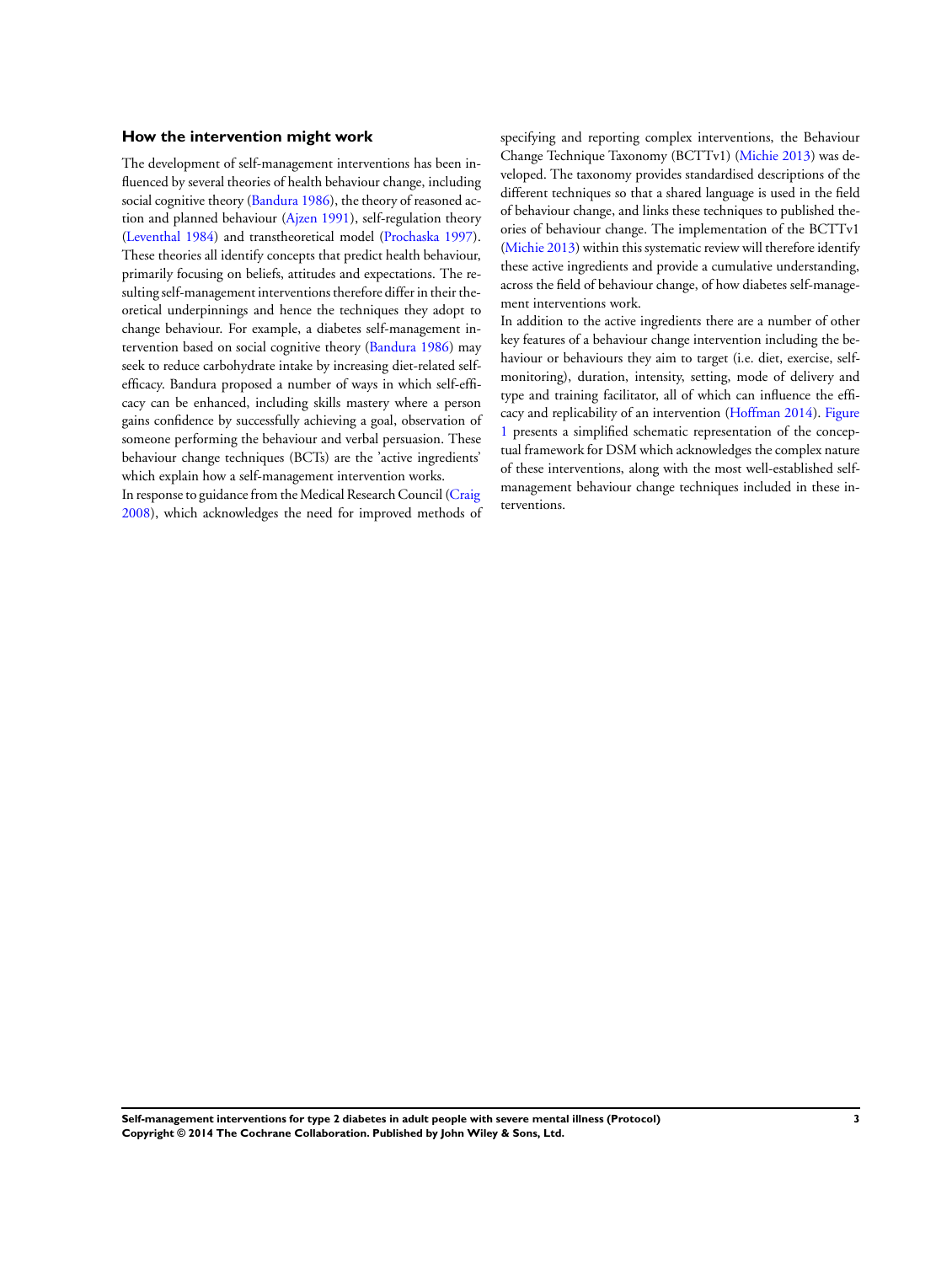### How the intervention might work

The development of self-management interventions has been influenced by several theories of health behaviour change, including social cognitive theory (Bandura 1986), the theory of reasoned action and planned behaviour (Ajzen 1991), self-regulation theory (Leventhal 1984) and transtheoretical model (Prochaska 1997). These theories all identify concepts that predict health behaviour, primarily focusing on beliefs, attitudes and expectations. The resulting self-management interventions therefore differ in their theoretical underpinnings and hence the techniques they adopt to change behaviour. For example, a diabetes self-management intervention based on social cognitive theory (Bandura 1986) may seek to reduce carbohydrate intake by increasing diet-related self-efficacy. Bandura proposed a number of ways in which self-efficacy can be enhanced, including skills mastery where a person gains confidence by successfully achieving a goal, observation of someone performing the behaviour and verbal persuasion. These behaviour change techniques (BCTs) are the 'active ingredients' which explain how a self-management intervention works.

In response to guidance from the Medical Research Council (Craig 2008), which acknowledges the need for improved methods of specifying and reporting complex interventions, the Behaviour Change Technique Taxonomy (BCTTv1) (Michie 2013) was developed. The taxonomy provides standardised descriptions of the different techniques so that a shared language is used in the field of behaviour change, and links these techniques to published theories of behaviour change. The implementation of the BCTTv1 (Michie 2013) within this systematic review will therefore identify these active ingredients and provide a cumulative understanding, across the field of behaviour change, of how diabetes self-management interventions work.

In addition to the active ingredients there are a number of other key features of a behaviour change intervention including the behaviour or behaviours they aim to target (i.e. diet, exercise, self-monitoring), duration, intensity, setting, mode of delivery and type and training facilitator, all of which can influence the efficacy and replicability of an intervention (Hoffman 2014). Figure 1 presents a simplified schematic representation of the conceptual framework for DSM which acknowledges the complex nature of these interventions, along with the most well-established self-management behaviour change techniques included in these interventions.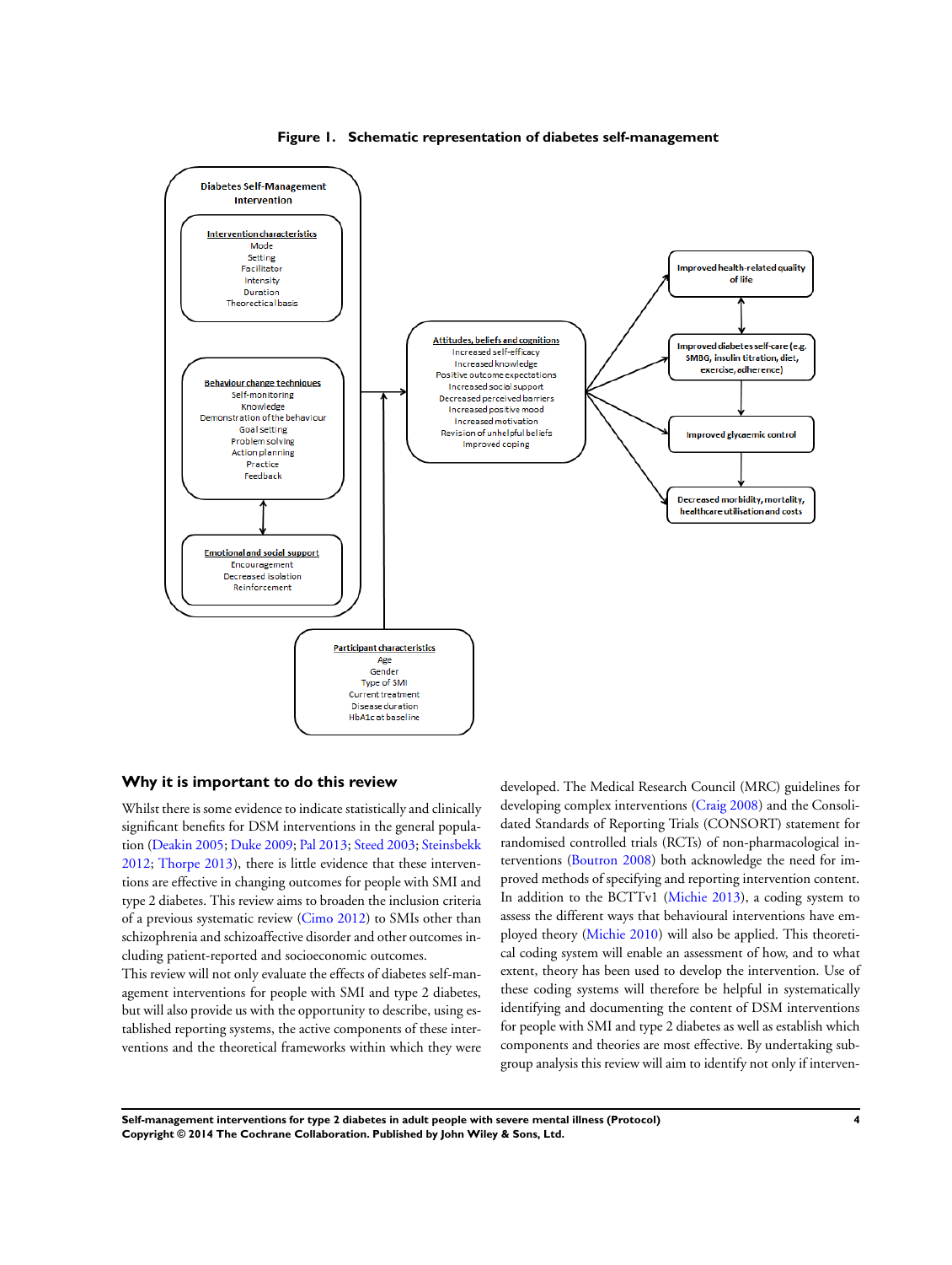**Figure 1. Schematic representation of diabetes self-management**

**Diabetes Self-Management Intervention**

**Intervention characteristics**
Mode
Setting
Facilitator
Intensity
Duration
Theoretical basis

**Behaviour change techniques**
Self-monitoring
Knowledge
Demonstration of the behaviour
Goal setting
Problem solving
Action planning
Practice
Feedback

**Emotional and social support**
Encouragement
Decreased isolation
Reinforcement

**Participant characteristics**
Age
Gender
Type of SMI
Current treatment
Disease duration
HbA1c at baseline

**Attitudes, beliefs and cognitions**
Increased self-efficacy
Increased knowledge
Positive outcome expectations
Increased social support
Decreased perceived barriers
Increased positive mood
Increased motivation
Revision of unhelpful beliefs
Improved coping

Improved health-related quality of life

Improved diabetes self-care (e.g. SMBG, insulin titration, diet, exercise, adherence)

Improved glycaemic control

Decreased morbidity, mortality, healthcare utilisation and costs

## Why it is important to do this review

Whilst there is some evidence to indicate statistically and clinically significant benefits for DSM interventions in the general population (Deakin 2005; Duke 2009; Pal 2013; Steed 2003; Steinsbekk 2012; Thorpe 2013), there is little evidence that these interventions are effective in changing outcomes for people with SMI and type 2 diabetes. This review aims to broaden the inclusion criteria of a previous systematic review (Cimo 2012) to SMIs other than schizophrenia and schizoaffective disorder and other outcomes including patient-reported and socioeconomic outcomes.

This review will not only evaluate the effects of diabetes self-management interventions for people with SMI and type 2 diabetes, but will also provide us with the opportunity to describe, using established reporting systems, the active components of these interventions and the theoretical frameworks within which they were developed. The Medical Research Council (MRC) guidelines for developing complex interventions (Craig 2008) and the Consolidated Standards of Reporting Trials (CONSORT) statement for randomised controlled trials (RCTs) of non-pharmacological interventions (Boutron 2008) both acknowledge the need for improved methods of specifying and reporting intervention content. In addition to the BCTTv1 (Michie 2013), a coding system to assess the different ways that behavioural interventions have employed theory (Michie 2010) will also be applied. This theoretical coding system will enable an assessment of how, and to what extent, theory has been used to develop the intervention. Use of these coding systems will therefore be helpful in systematically identifying and documenting the content of DSM interventions for people with SMI and type 2 diabetes as well as establish which components and theories are most effective. By undertaking subgroup analysis this review will aim to identify not only if interven-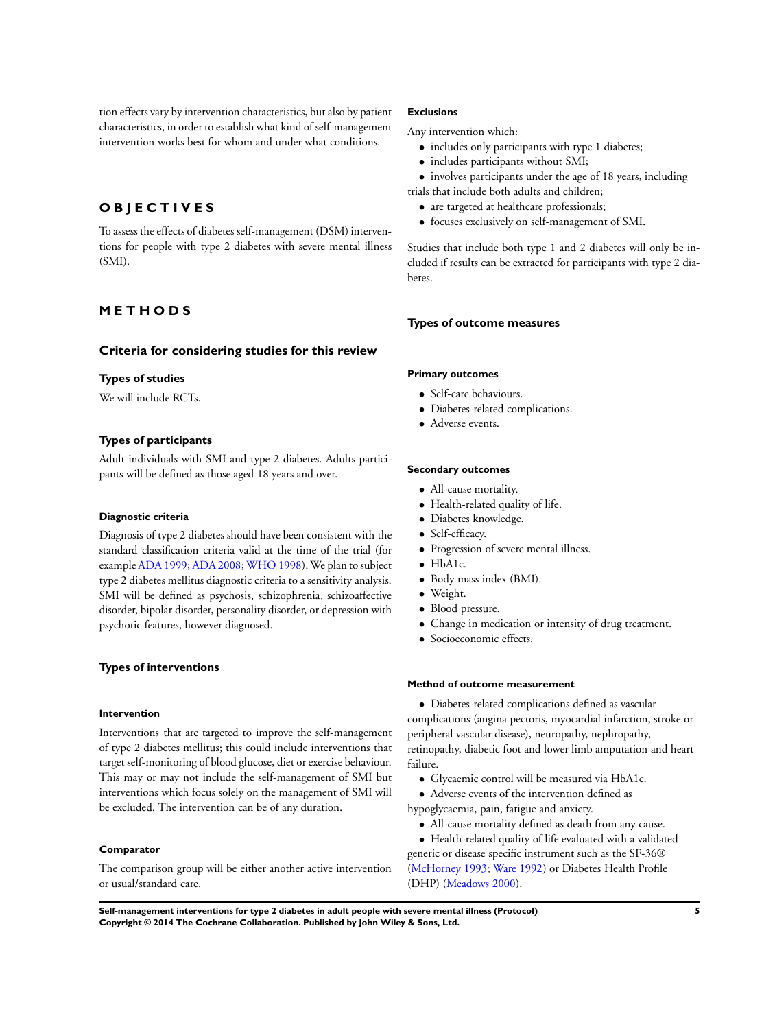tion effects vary by intervention characteristics, but also by patient characteristics, in order to establish what kind of self-management intervention works best for whom and under what conditions.

# OBJECTIVES

To assess the effects of diabetes self-management (DSM) interventions for people with type 2 diabetes with severe mental illness (SMI).

# METHODS

## Criteria for considering studies for this review

### Types of studies

We will include RCTs.

### Types of participants

Adult individuals with SMI and type 2 diabetes. Adults participants will be defined as those aged 18 years and over.

#### Diagnostic criteria

Diagnosis of type 2 diabetes should have been consistent with the standard classification criteria valid at the time of the trial (for example ADA 1999; ADA 2008; WHO 1998). We plan to subject type 2 diabetes mellitus diagnostic criteria to a sensitivity analysis. SMI will be defined as psychosis, schizophrenia, schizoaffective disorder, bipolar disorder, personality disorder, or depression with psychotic features, however diagnosed.

### Types of interventions

#### Intervention

Interventions that are targeted to improve the self-management of type 2 diabetes mellitus; this could include interventions that target self-monitoring of blood glucose, diet or exercise behaviour. This may or may not include the self-management of SMI but interventions which focus solely on the management of SMI will be excluded. The intervention can be of any duration.

#### Comparator

The comparison group will be either another active intervention or usual/standard care.

#### Exclusions

Any intervention which:

- includes only participants with type 1 diabetes;
- includes participants without SMI;
- involves participants under the age of 18 years, including trials that include both adults and children;
- are targeted at healthcare professionals;
- focuses exclusively on self-management of SMI.

Studies that include both type 1 and 2 diabetes will only be included if results can be extracted for participants with type 2 diabetes.

### Types of outcome measures

#### Primary outcomes

- Self-care behaviours.
- Diabetes-related complications.
- Adverse events.

#### Secondary outcomes

- All-cause mortality.
- Health-related quality of life.
- Diabetes knowledge.
- Self-efficacy.
- Progression of severe mental illness.
- HbA1c.
- Body mass index (BMI).
- Weight.
- Blood pressure.
- Change in medication or intensity of drug treatment.
- Socioeconomic effects.

#### Method of outcome measurement

- Diabetes-related complications defined as vascular complications (angina pectoris, myocardial infarction, stroke or peripheral vascular disease), neuropathy, nephropathy, retinopathy, diabetic foot and lower limb amputation and heart failure.
- Glycaemic control will be measured via HbA1c.
- Adverse events of the intervention defined as hypoglycaemia, pain, fatigue and anxiety.
- All-cause mortality defined as death from any cause.
- Health-related quality of life evaluated with a validated generic or disease specific instrument such as the SF-36® (McHorney 1993; Ware 1992) or Diabetes Health Profile (DHP) (Meadows 2000).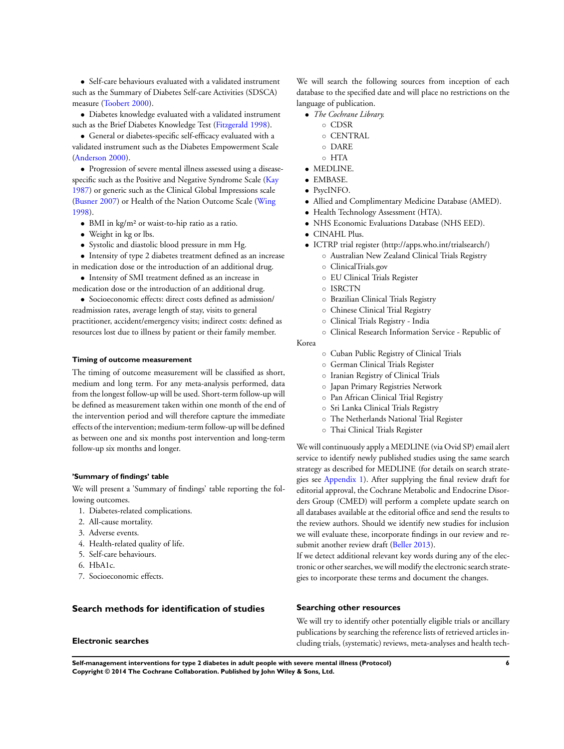- Self-care behaviours evaluated with a validated instrument such as the Summary of Diabetes Self-care Activities (SDSCA) measure (Toobert 2000).
- Diabetes knowledge evaluated with a validated instrument such as the Brief Diabetes Knowledge Test (Fitzgerald 1998).
- General or diabetes-specific self-efficacy evaluated with a validated instrument such as the Diabetes Empowerment Scale (Anderson 2000).
- Progression of severe mental illness assessed using a disease-specific such as the Positive and Negative Syndrome Scale (Kay 1987) or generic such as the Clinical Global Impressions scale (Busner 2007) or Health of the Nation Outcome Scale (Wing 1998).
- BMI in kg/m² or waist-to-hip ratio as a ratio.
- Weight in kg or lbs.
- Systolic and diastolic blood pressure in mm Hg.
- Intensity of type 2 diabetes treatment defined as an increase in medication dose or the introduction of an additional drug.
- Intensity of SMI treatment defined as an increase in medication dose or the introduction of an additional drug.
- Socioeconomic effects: direct costs defined as admission/readmission rates, average length of stay, visits to general practitioner, accident/emergency visits; indirect costs: defined as resources lost due to illness by patient or their family member.

#### Timing of outcome measurement

The timing of outcome measurement will be classified as short, medium and long term. For any meta-analysis performed, data from the longest follow-up will be used. Short-term follow-up will be defined as measurement taken within one month of the end of the intervention period and will therefore capture the immediate effects of the intervention; medium-term follow-up will be defined as between one and six months post intervention and long-term follow-up six months and longer.

#### 'Summary of findings' table

We will present a 'Summary of findings' table reporting the following outcomes.

1. Diabetes-related complications.
2. All-cause mortality.
3. Adverse events.
4. Health-related quality of life.
5. Self-care behaviours.
6. HbA1c.
7. Socioeconomic effects.

## Search methods for identification of studies

### Electronic searches

We will search the following sources from inception of each database to the specified date and will place no restrictions on the language of publication.

- *The Cochrane Library.*
  - CDSR
  - CENTRAL
  - DARE
  - HTA
- MEDLINE.
- EMBASE.
- PsycINFO.
- Allied and Complimentary Medicine Database (AMED).
- Health Technology Assessment (HTA).
- NHS Economic Evaluations Database (NHS EED).
- CINAHL Plus.
- ICTRP trial register (http://apps.who.int/trialsearch/)
  - Australian New Zealand Clinical Trials Registry
  - ClinicalTrials.gov
  - EU Clinical Trials Register
  - ISRCTN
  - Brazilian Clinical Trials Registry
  - Chinese Clinical Trial Registry
  - Clinical Trials Registry - India
  - Clinical Research Information Service - Republic of Korea
  - Cuban Public Registry of Clinical Trials
  - German Clinical Trials Register
  - Iranian Registry of Clinical Trials
  - Japan Primary Registries Network
  - Pan African Clinical Trial Registry
  - Sri Lanka Clinical Trials Registry
  - The Netherlands National Trial Register
  - Thai Clinical Trials Register

We will continuously apply a MEDLINE (via Ovid SP) email alert service to identify newly published studies using the same search strategy as described for MEDLINE (for details on search strategies see Appendix 1). After supplying the final review draft for editorial approval, the Cochrane Metabolic and Endocrine Disorders Group (CMED) will perform a complete update search on all databases available at the editorial office and send the results to the review authors. Should we identify new studies for inclusion we will evaluate these, incorporate findings in our review and resubmit another review draft (Beller 2013).

If we detect additional relevant key words during any of the electronic or other searches, we will modify the electronic search strategies to incorporate these terms and document the changes.

### Searching other resources

We will try to identify other potentially eligible trials or ancillary publications by searching the reference lists of retrieved articles including trials, (systematic) reviews, meta-analyses and health tech-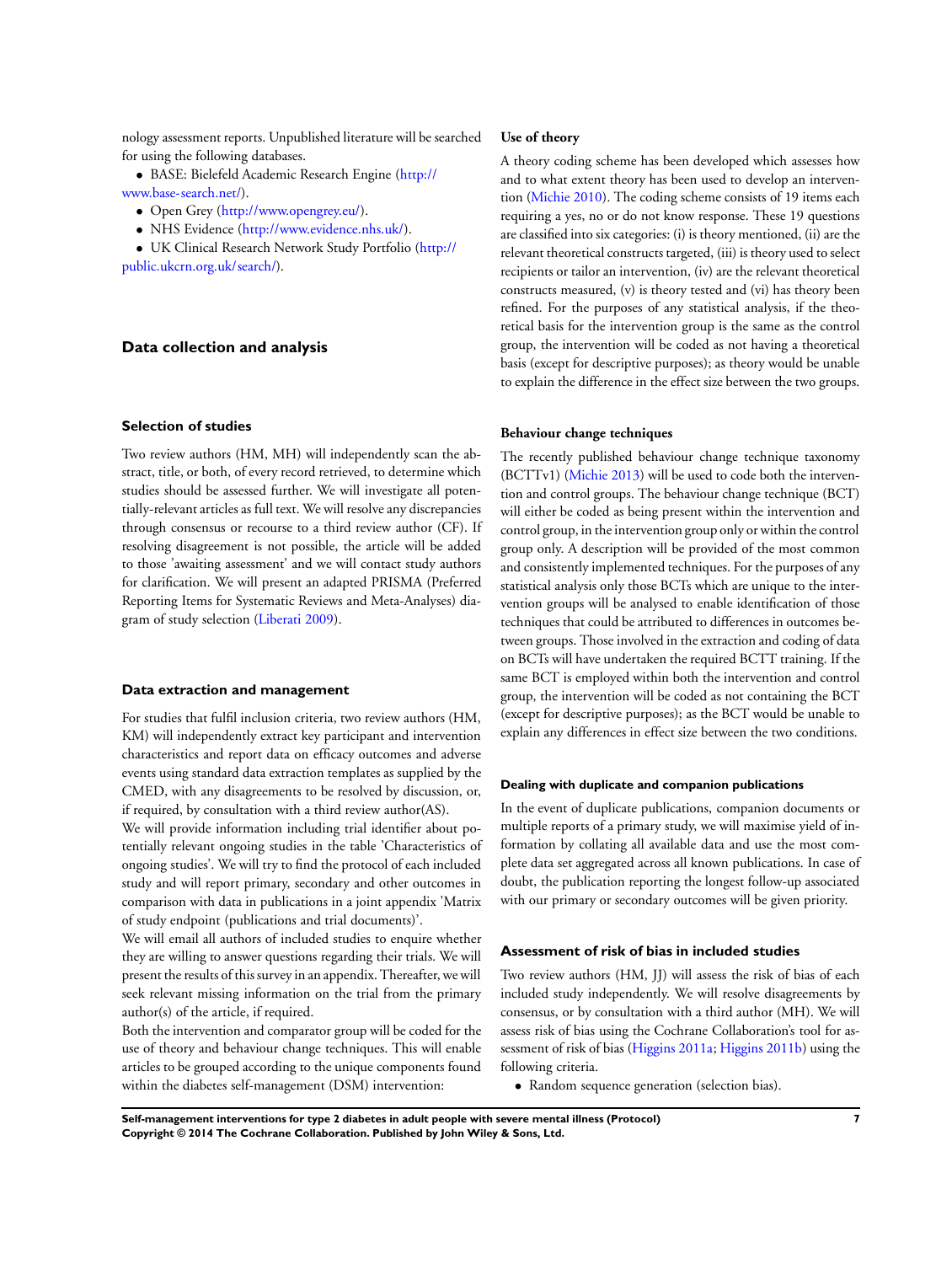nology assessment reports. Unpublished literature will be searched for using the following databases.

- BASE: Bielefeld Academic Research Engine (http://www.base-search.net/).
- Open Grey (http://www.opengrey.eu/).
- NHS Evidence (http://www.evidence.nhs.uk/).
- UK Clinical Research Network Study Portfolio (http://public.ukcrn.org.uk/search/).

## Data collection and analysis

### Selection of studies

Two review authors (HM, MH) will independently scan the abstract, title, or both, of every record retrieved, to determine which studies should be assessed further. We will investigate all potentially-relevant articles as full text. We will resolve any discrepancies through consensus or recourse to a third review author (CF). If resolving disagreement is not possible, the article will be added to those 'awaiting assessment' and we will contact study authors for clarification. We will present an adapted PRISMA (Preferred Reporting Items for Systematic Reviews and Meta-Analyses) diagram of study selection (Liberati 2009).

### Data extraction and management

For studies that fulfil inclusion criteria, two review authors (HM, KM) will independently extract key participant and intervention characteristics and report data on efficacy outcomes and adverse events using standard data extraction templates as supplied by the CMED, with any disagreements to be resolved by discussion, or, if required, by consultation with a third review author(AS).

We will provide information including trial identifier about potentially relevant ongoing studies in the table 'Characteristics of ongoing studies'. We will try to find the protocol of each included study and will report primary, secondary and other outcomes in comparison with data in publications in a joint appendix 'Matrix of study endpoint (publications and trial documents)'.

We will email all authors of included studies to enquire whether they are willing to answer questions regarding their trials. We will present the results of this survey in an appendix. Thereafter, we will seek relevant missing information on the trial from the primary author(s) of the article, if required.

Both the intervention and comparator group will be coded for the use of theory and behaviour change techniques. This will enable articles to be grouped according to the unique components found within the diabetes self-management (DSM) intervention:

#### Use of theory

A theory coding scheme has been developed which assesses how and to what extent theory has been used to develop an intervention (Michie 2010). The coding scheme consists of 19 items each requiring a yes, no or do not know response. These 19 questions are classified into six categories: (i) is theory mentioned, (ii) are the relevant theoretical constructs targeted, (iii) is theory used to select recipients or tailor an intervention, (iv) are the relevant theoretical constructs measured, (v) is theory tested and (vi) has theory been refined. For the purposes of any statistical analysis, if the theoretical basis for the intervention group is the same as the control group, the intervention will be coded as not having a theoretical basis (except for descriptive purposes); as theory would be unable to explain the difference in the effect size between the two groups.

#### Behaviour change techniques

The recently published behaviour change technique taxonomy (BCTTv1) (Michie 2013) will be used to code both the intervention and control groups. The behaviour change technique (BCT) will either be coded as being present within the intervention and control group, in the intervention group only or within the control group only. A description will be provided of the most common and consistently implemented techniques. For the purposes of any statistical analysis only those BCTs which are unique to the intervention groups will be analysed to enable identification of those techniques that could be attributed to differences in outcomes between groups. Those involved in the extraction and coding of data on BCTs will have undertaken the required BCTT training. If the same BCT is employed within both the intervention and control group, the intervention will be coded as not containing the BCT (except for descriptive purposes); as the BCT would be unable to explain any differences in effect size between the two conditions.

#### Dealing with duplicate and companion publications

In the event of duplicate publications, companion documents or multiple reports of a primary study, we will maximise yield of information by collating all available data and use the most complete data set aggregated across all known publications. In case of doubt, the publication reporting the longest follow-up associated with our primary or secondary outcomes will be given priority.

### Assessment of risk of bias in included studies

Two review authors (HM, JJ) will assess the risk of bias of each included study independently. We will resolve disagreements by consensus, or by consultation with a third author (MH). We will assess risk of bias using the Cochrane Collaboration's tool for assessment of risk of bias (Higgins 2011a; Higgins 2011b) using the following criteria.

- Random sequence generation (selection bias).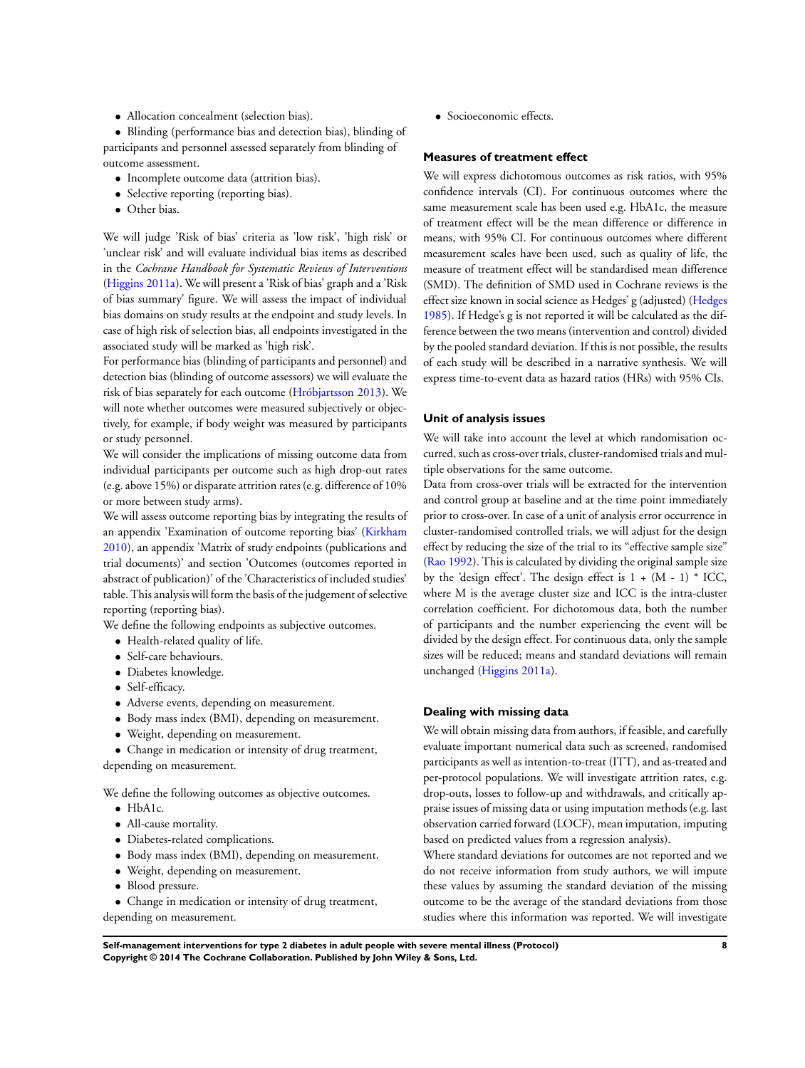- Allocation concealment (selection bias).
- Blinding (performance bias and detection bias), blinding of participants and personnel assessed separately from blinding of outcome assessment.
- Incomplete outcome data (attrition bias).
- Selective reporting (reporting bias).
- Other bias.

We will judge 'Risk of bias' criteria as 'low risk', 'high risk' or 'unclear risk' and will evaluate individual bias items as described in the *Cochrane Handbook for Systematic Reviews of Interventions* (Higgins 2011a). We will present a 'Risk of bias' graph and a 'Risk of bias summary' figure. We will assess the impact of individual bias domains on study results at the endpoint and study levels. In case of high risk of selection bias, all endpoints investigated in the associated study will be marked as 'high risk'.

For performance bias (blinding of participants and personnel) and detection bias (blinding of outcome assessors) we will evaluate the risk of bias separately for each outcome (Hróbjartsson 2013). We will note whether outcomes were measured subjectively or objectively, for example, if body weight was measured by participants or study personnel.

We will consider the implications of missing outcome data from individual participants per outcome such as high drop-out rates (e.g. above 15%) or disparate attrition rates (e.g. difference of 10% or more between study arms).

We will assess outcome reporting bias by integrating the results of an appendix 'Examination of outcome reporting bias' (Kirkham 2010), an appendix 'Matrix of study endpoints (publications and trial documents)' and section 'Outcomes (outcomes reported in abstract of publication)' of the 'Characteristics of included studies' table. This analysis will form the basis of the judgement of selective reporting (reporting bias).

We define the following endpoints as subjective outcomes.

- Health-related quality of life.
- Self-care behaviours.
- Diabetes knowledge.
- Self-efficacy.
- Adverse events, depending on measurement.
- Body mass index (BMI), depending on measurement.
- Weight, depending on measurement.
- Change in medication or intensity of drug treatment, depending on measurement.

We define the following outcomes as objective outcomes.

- HbA1c.
- All-cause mortality.
- Diabetes-related complications.
- Body mass index (BMI), depending on measurement.
- Weight, depending on measurement.
- Blood pressure.
- Change in medication or intensity of drug treatment, depending on measurement.
- Socioeconomic effects.

### Measures of treatment effect

We will express dichotomous outcomes as risk ratios, with 95% confidence intervals (CI). For continuous outcomes where the same measurement scale has been used e.g. HbA1c, the measure of treatment effect will be the mean difference or difference in means, with 95% CI. For continuous outcomes where different measurement scales have been used, such as quality of life, the measure of treatment effect will be standardised mean difference (SMD). The definition of SMD used in Cochrane reviews is the effect size known in social science as Hedges' g (adjusted) (Hedges 1985). If Hedge's g is not reported it will be calculated as the difference between the two means (intervention and control) divided by the pooled standard deviation. If this is not possible, the results of each study will be described in a narrative synthesis. We will express time-to-event data as hazard ratios (HRs) with 95% CIs.

### Unit of analysis issues

We will take into account the level at which randomisation occurred, such as cross-over trials, cluster-randomised trials and multiple observations for the same outcome.

Data from cross-over trials will be extracted for the intervention and control group at baseline and at the time point immediately prior to cross-over. In case of a unit of analysis error occurrence in cluster-randomised controlled trials, we will adjust for the design effect by reducing the size of the trial to its "effective sample size" (Rao 1992). This is calculated by dividing the original sample size by the 'design effect'. The design effect is $1 + (M - 1) * ICC$, where M is the average cluster size and ICC is the intra-cluster correlation coefficient. For dichotomous data, both the number of participants and the number experiencing the event will be divided by the design effect. For continuous data, only the sample sizes will be reduced; means and standard deviations will remain unchanged (Higgins 2011a).

### Dealing with missing data

We will obtain missing data from authors, if feasible, and carefully evaluate important numerical data such as screened, randomised participants as well as intention-to-treat (ITT), and as-treated and per-protocol populations. We will investigate attrition rates, e.g. drop-outs, losses to follow-up and withdrawals, and critically appraise issues of missing data or using imputation methods (e.g. last observation carried forward (LOCF), mean imputation, imputing based on predicted values from a regression analysis).

Where standard deviations for outcomes are not reported and we do not receive information from study authors, we will impute these values by assuming the standard deviation of the missing outcome to be the average of the standard deviations from those studies where this information was reported. We will investigate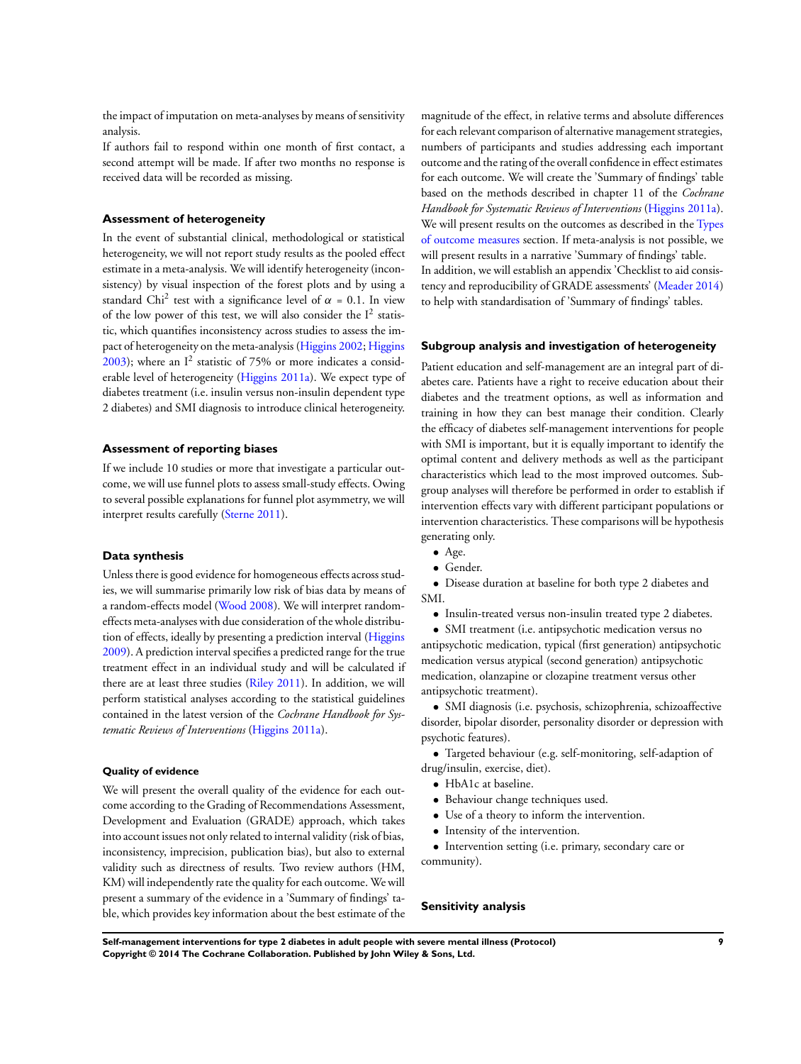the impact of imputation on meta-analyses by means of sensitivity analysis.

If authors fail to respond within one month of first contact, a second attempt will be made. If after two months no response is received data will be recorded as missing.

### Assessment of heterogeneity

In the event of substantial clinical, methodological or statistical heterogeneity, we will not report study results as the pooled effect estimate in a meta-analysis. We will identify heterogeneity (inconsistency) by visual inspection of the forest plots and by using a standard $Chi^2$ test with a significance level of $\alpha = 0.1$. In view of the low power of this test, we will also consider the $I^2$ statistic, which quantifies inconsistency across studies to assess the impact of heterogeneity on the meta-analysis (Higgins 2002; Higgins 2003); where an $I^2$ statistic of 75% or more indicates a considerable level of heterogeneity (Higgins 2011a). We expect type of diabetes treatment (i.e. insulin versus non-insulin dependent type 2 diabetes) and SMI diagnosis to introduce clinical heterogeneity.

### Assessment of reporting biases

If we include 10 studies or more that investigate a particular outcome, we will use funnel plots to assess small-study effects. Owing to several possible explanations for funnel plot asymmetry, we will interpret results carefully (Sterne 2011).

### Data synthesis

Unless there is good evidence for homogeneous effects across studies, we will summarise primarily low risk of bias data by means of a random-effects model (Wood 2008). We will interpret random-effects meta-analyses with due consideration of the whole distribution of effects, ideally by presenting a prediction interval (Higgins 2009). A prediction interval specifies a predicted range for the true treatment effect in an individual study and will be calculated if there are at least three studies (Riley 2011). In addition, we will perform statistical analyses according to the statistical guidelines contained in the latest version of the *Cochrane Handbook for Systematic Reviews of Interventions* (Higgins 2011a).

#### Quality of evidence

We will present the overall quality of the evidence for each outcome according to the Grading of Recommendations Assessment, Development and Evaluation (GRADE) approach, which takes into account issues not only related to internal validity (risk of bias, inconsistency, imprecision, publication bias), but also to external validity such as directness of results. Two review authors (HM, KM) will independently rate the quality for each outcome. We will present a summary of the evidence in a 'Summary of findings' table, which provides key information about the best estimate of the magnitude of the effect, in relative terms and absolute differences for each relevant comparison of alternative management strategies, numbers of participants and studies addressing each important outcome and the rating of the overall confidence in effect estimates for each outcome. We will create the 'Summary of findings' table based on the methods described in chapter 11 of the *Cochrane Handbook for Systematic Reviews of Interventions* (Higgins 2011a). We will present results on the outcomes as described in the Types of outcome measures section. If meta-analysis is not possible, we will present results in a narrative 'Summary of findings' table.

In addition, we will establish an appendix 'Checklist to aid consistency and reproducibility of GRADE assessments' (Meader 2014) to help with standardisation of 'Summary of findings' tables.

### Subgroup analysis and investigation of heterogeneity

Patient education and self-management are an integral part of diabetes care. Patients have a right to receive education about their diabetes and the treatment options, as well as information and training in how they can best manage their condition. Clearly the efficacy of diabetes self-management interventions for people with SMI is important, but it is equally important to identify the optimal content and delivery methods as well as the participant characteristics which lead to the most improved outcomes. Subgroup analyses will therefore be performed in order to establish if intervention effects vary with different participant populations or intervention characteristics. These comparisons will be hypothesis generating only.

- Age.
- Gender.
- Disease duration at baseline for both type 2 diabetes and SMI.
- Insulin-treated versus non-insulin treated type 2 diabetes.
- SMI treatment (i.e. antipsychotic medication versus no antipsychotic medication, typical (first generation) antipsychotic medication versus atypical (second generation) antipsychotic medication, olanzapine or clozapine treatment versus other antipsychotic treatment).
- SMI diagnosis (i.e. psychosis, schizophrenia, schizoaffective disorder, bipolar disorder, personality disorder or depression with psychotic features).
- Targeted behaviour (e.g. self-monitoring, self-adaption of drug/insulin, exercise, diet).
- HbA1c at baseline.
- Behaviour change techniques used.
- Use of a theory to inform the intervention.
- Intensity of the intervention.
- Intervention setting (i.e. primary, secondary care or community).

### Sensitivity analysis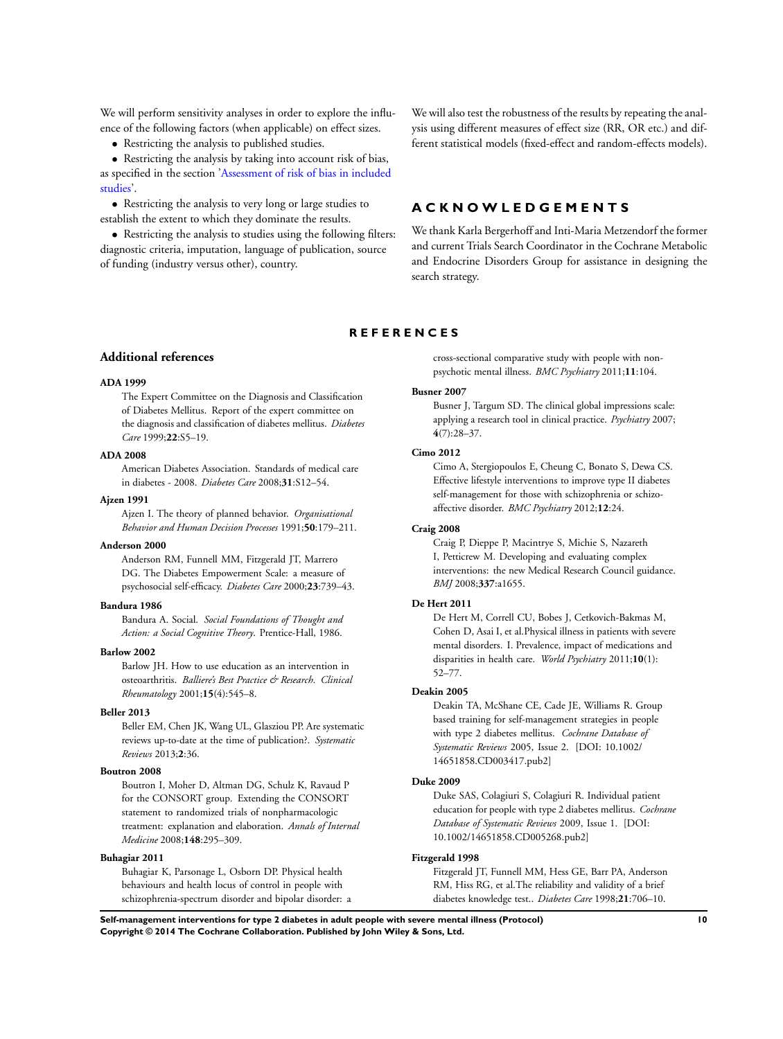We will perform sensitivity analyses in order to explore the influence of the following factors (when applicable) on effect sizes.

- Restricting the analysis to published studies.
- Restricting the analysis by taking into account risk of bias, as specified in the section 'Assessment of risk of bias in included studies'.
- Restricting the analysis to very long or large studies to establish the extent to which they dominate the results.
- Restricting the analysis to studies using the following filters: diagnostic criteria, imputation, language of publication, source of funding (industry versus other), country.

We will also test the robustness of the results by repeating the analysis using different measures of effect size (RR, OR etc.) and different statistical models (fixed-effect and random-effects models).

# ACKNOWLEDGEMENTS

We thank Karla Bergerhoff and Inti-Maria Metzendorf the former and current Trials Search Coordinator in the Cochrane Metabolic and Endocrine Disorders Group for assistance in designing the search strategy.

# REFERENCES

## Additional references

**ADA 1999**
The Expert Committee on the Diagnosis and Classification of Diabetes Mellitus. Report of the expert committee on the diagnosis and classification of diabetes mellitus. *Diabetes Care* 1999;**22**:S5–19.

**ADA 2008**
American Diabetes Association. Standards of medical care in diabetes - 2008. *Diabetes Care* 2008;**31**:S12–54.

**Ajzen 1991**
Ajzen I. The theory of planned behavior. *Organisational Behavior and Human Decision Processes* 1991;**50**:179–211.

**Anderson 2000**
Anderson RM, Funnell MM, Fitzgerald JT, Marrero DG. The Diabetes Empowerment Scale: a measure of psychosocial self-efficacy. *Diabetes Care* 2000;**23**:739–43.

**Bandura 1986**
Bandura A. Social. *Social Foundations of Thought and Action: a Social Cognitive Theory*. Prentice-Hall, 1986.

**Barlow 2002**
Barlow JH. How to use education as an intervention in osteoarthritis. *Balliere's Best Practice & Research. Clinical Rheumatology* 2001;**15**(4):545–8.

**Beller 2013**
Beller EM, Chen JK, Wang UL, Glasziou PP. Are systematic reviews up-to-date at the time of publication?. *Systematic Reviews* 2013;**2**:36.

**Boutron 2008**
Boutron I, Moher D, Altman DG, Schulz K, Ravaud P for the CONSORT group. Extending the CONSORT statement to randomized trials of nonpharmacologic treatment: explanation and elaboration. *Annals of Internal Medicine* 2008;**148**:295–309.

**Buhagiar 2011**
Buhagiar K, Parsonage L, Osborn DP. Physical health behaviours and health locus of control in people with schizophrenia-spectrum disorder and bipolar disorder: a cross-sectional comparative study with people with non-psychotic mental illness. *BMC Psychiatry* 2011;**11**:104.

**Busner 2007**
Busner J, Targum SD. The clinical global impressions scale: applying a research tool in clinical practice. *Psychiatry* 2007;**4**(7):28–37.

**Cimo 2012**
Cimo A, Stergiopoulos E, Cheung C, Bonato S, Dewa CS. Effective lifestyle interventions to improve type II diabetes self-management for those with schizophrenia or schizo-affective disorder. *BMC Psychiatry* 2012;**12**:24.

**Craig 2008**
Craig P, Dieppe P, Macintrye S, Michie S, Nazareth I, Petticrew M. Developing and evaluating complex interventions: the new Medical Research Council guidance. *BMJ* 2008;**337**:a1655.

**De Hert 2011**
De Hert M, Correll CU, Bobes J, Cetkovich-Bakmas M, Cohen D, Asai I, et al.Physical illness in patients with severe mental disorders. I. Prevalence, impact of medications and disparities in health care. *World Psychiatry* 2011;**10**(1):52–77.

**Deakin 2005**
Deakin TA, McShane CE, Cade JE, Williams R. Group based training for self-management strategies in people with type 2 diabetes mellitus. *Cochrane Database of Systematic Reviews* 2005, Issue 2. [DOI: 10.1002/14651858.CD003417.pub2]

**Duke 2009**
Duke SAS, Colagiuri S, Colagiuri R. Individual patient education for people with type 2 diabetes mellitus. *Cochrane Database of Systematic Reviews* 2009, Issue 1. [DOI: 10.1002/14651858.CD005268.pub2]

**Fitzgerald 1998**
Fitzgerald JT, Funnell MM, Hess GE, Barr PA, Anderson RM, Hiss RG, et al.The reliability and validity of a brief diabetes knowledge test.. *Diabetes Care* 1998;**21**:706–10.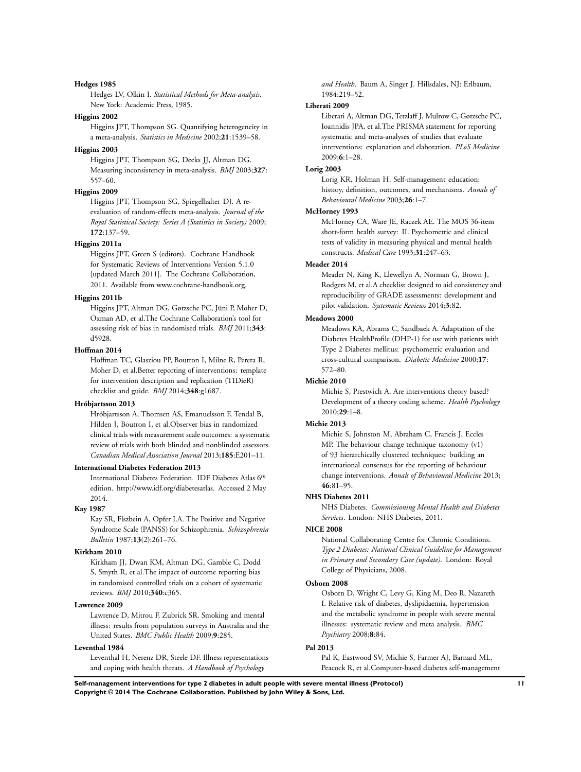**Hedges 1985**

Hedges LV, Olkin I. *Statistical Methods for Meta-analysis*. New York: Academic Press, 1985.

**Higgins 2002**

Higgins JPT, Thompson SG. Quantifying heterogeneity in a meta-analysis. *Statistics in Medicine* 2002;**21**:1539–58.

**Higgins 2003**

Higgins JPT, Thompson SG, Deeks JJ, Altman DG. Measuring inconsistency in meta-analysis. *BMJ* 2003;**327**: 557–60.

**Higgins 2009**

Higgins JPT, Thompson SG, Spiegelhalter DJ. A re-evaluation of random-effects meta-analysis. *Journal of the Royal Statistical Society: Series A (Statistics in Society)* 2009; **172**:137–59.

**Higgins 2011a**

Higgins JPT, Green S (editors). Cochrane Handbook for Systematic Reviews of Interventions Version 5.1.0 [updated March 2011]. The Cochrane Collaboration, 2011. Available from www.cochrane-handbook.org.

**Higgins 2011b**

Higgins JPT, Altman DG, Gøtzsche PC, Jüni P, Moher D, Oxman AD, et al.The Cochrane Collaboration's tool for assessing risk of bias in randomised trials. *BMJ* 2011;**343**: d5928.

**Hoffman 2014**

Hoffman TC, Glasziou PP, Boutron I, Milne R, Perera R, Moher D, et al.Better reporting of interventions: template for intervention description and replication (TIDieR) checklist and guide. *BMJ* 2014;**348**:g1687.

**Hróbjartsson 2013**

Hróbjartsson A, Thomsen AS, Emanuelsson F, Tendal B, Hilden J, Boutron I, et al.Observer bias in randomized clinical trials with measurement scale outcomes: a systematic review of trials with both blinded and nonblinded assessors. *Canadian Medical Association Journal* 2013;**185**:E201–11.

**International Diabetes Federation 2013**

International Diabetes Federation. IDF Diabetes Atlas 6[th] edition. http://www.idf.org/diabetesatlas. Accessed 2 May 2014.

**Kay 1987**

Kay SR, Flszbein A, Opfer LA. The Positive and Negative Syndrome Scale (PANSS) for Schizophrenia. *Schizophrenia Bulletin* 1987;**13**(2):261–76.

**Kirkham 2010**

Kirkham JJ, Dwan KM, Altman DG, Gamble C, Dodd S, Smyth R, et al.The impact of outcome reporting bias in randomised controlled trials on a cohort of systematic reviews. *BMJ* 2010;**340**:c365.

**Lawrence 2009**

Lawrence D, Mitrou F, Zubrick SR. Smoking and mental illness: results from population surveys in Australia and the United States. *BMC Public Health* 2009;**9**:285.

**Leventhal 1984**

Leventhal H, Nerenz DR, Steele DF. Illness representations and coping with health threats. *A Handbook of Psychology and Health*. Baum A, Singer J. Hillsdales, NJ: Erlbaum, 1984:219–52.

**Liberati 2009**

Liberati A, Altman DG, Tetzlaff J, Mulrow C, Gøtzsche PC, Ioannidis JPA, et al.The PRISMA statement for reporting systematic and meta-analyses of studies that evaluate interventions: explanation and elaboration. *PLoS Medicine* 2009;**6**:1–28.

**Lorig 2003**

Lorig KR, Holman H. Self-management education: history, definition, outcomes, and mechanisms. *Annals of Behavioural Medicine* 2003;**26**:1–7.

**McHorney 1993**

McHorney CA, Ware JE, Raczek AE. The MOS 36-item short-form health survey: II. Psychometric and clinical tests of validity in measuring physical and mental health constructs. *Medical Care* 1993;**31**:247–63.

**Meader 2014**

Meader N, King K, Llewellyn A, Norman G, Brown J, Rodgers M, et al.A checklist designed to aid consistency and reproducibility of GRADE assessments: development and pilot validation. *Systematic Reviews* 2014;**3**:82.

**Meadows 2000**

Meadows KA, Abrams C, Sandbaek A. Adaptation of the Diabetes HealthProfile (DHP-1) for use with patients with Type 2 Diabetes mellitus: psychometric evaluation and cross-cultural comparison. *Diabetic Medicine* 2000;**17**: 572–80.

**Michie 2010**

Michie S, Prestwich A. Are interventions theory based? Development of a theory coding scheme. *Health Psychology* 2010;**29**:1–8.

**Michie 2013**

Michie S, Johnston M, Abraham C, Francis J, Eccles MP. The behaviour change technique taxonomy (v1) of 93 hierarchically clustered techniques: building an international consensus for the reporting of behaviour change interventions. *Annals of Behavioural Medicine* 2013; **46**:81–95.

**NHS Diabetes 2011**

NHS Diabetes. *Commissioning Mental Health and Diabetes Services*. London: NHS Diabetes, 2011.

**NICE 2008**

National Collaborating Centre for Chronic Conditions. *Type 2 Diabetes: National Clinical Guideline for Management in Primary and Secondary Care (update)*. London: Royal College of Physicians, 2008.

**Osborn 2008**

Osborn D, Wright C, Levy G, King M, Deo R, Nazareth I. Relative risk of diabetes, dyslipidaemia, hypertension and the metabolic syndrome in people with severe mental illnesses: systematic review and meta analysis. *BMC Psychiatry* 2008;**8**:84.

**Pal 2013**

Pal K, Eastwood SV, Michie S, Farmer AJ, Barnard ML, Peacock R, et al.Computer-based diabetes self-management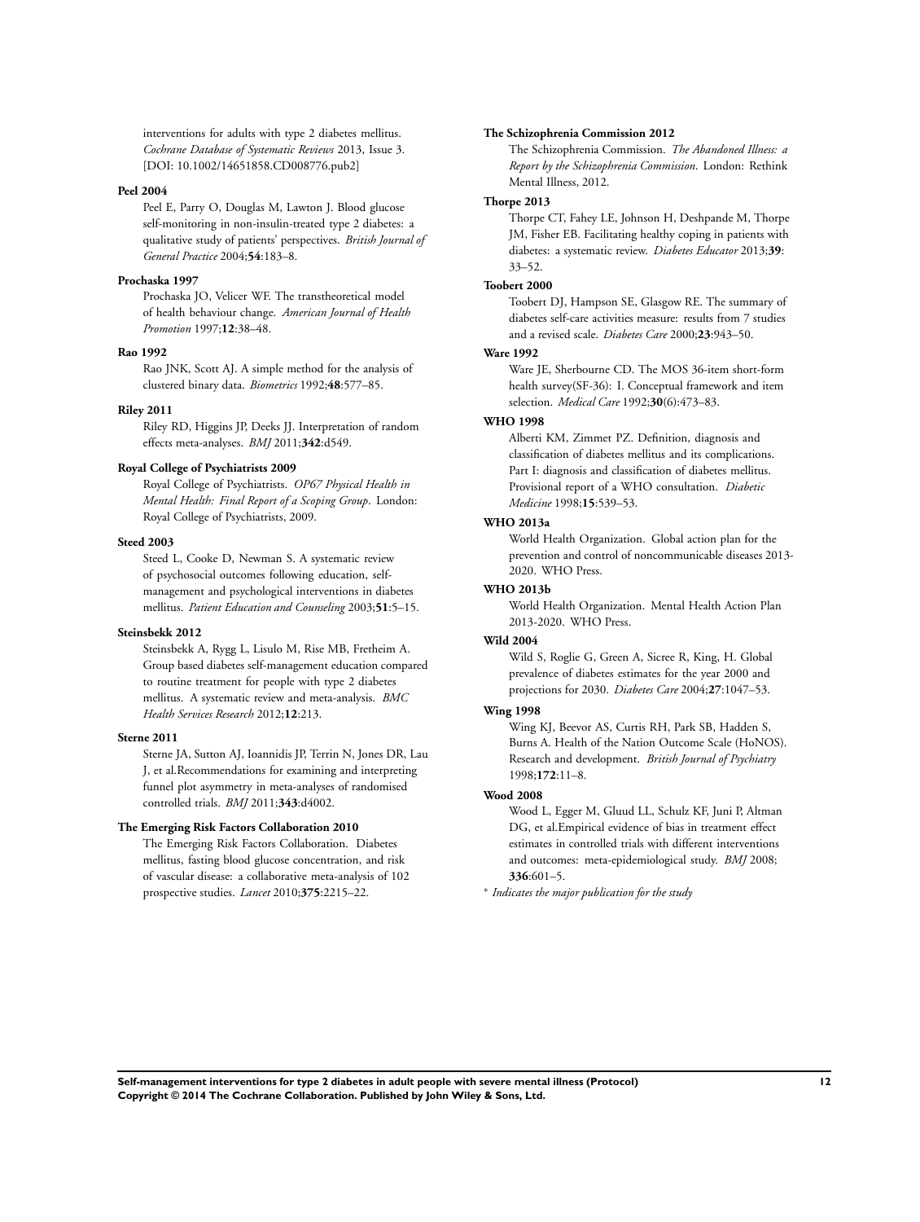interventions for adults with type 2 diabetes mellitus. *Cochrane Database of Systematic Reviews* 2013, Issue 3. [DOI: 10.1002/14651858.CD008776.pub2]

**Peel 2004**

Peel E, Parry O, Douglas M, Lawton J. Blood glucose self-monitoring in non-insulin-treated type 2 diabetes: a qualitative study of patients' perspectives. *British Journal of General Practice* 2004;**54**:183–8.

**Prochaska 1997**

Prochaska JO, Velicer WF. The transtheoretical model of health behaviour change. *American Journal of Health Promotion* 1997;**12**:38–48.

**Rao 1992**

Rao JNK, Scott AJ. A simple method for the analysis of clustered binary data. *Biometrics* 1992;**48**:577–85.

**Riley 2011**

Riley RD, Higgins JP, Deeks JJ. Interpretation of random effects meta-analyses. *BMJ* 2011;**342**:d549.

**Royal College of Psychiatrists 2009**

Royal College of Psychiatrists. *OP67 Physical Health in Mental Health: Final Report of a Scoping Group*. London: Royal College of Psychiatrists, 2009.

**Steed 2003**

Steed L, Cooke D, Newman S. A systematic review of psychosocial outcomes following education, self-management and psychological interventions in diabetes mellitus. *Patient Education and Counseling* 2003;**51**:5–15.

**Steinsbekk 2012**

Steinsbekk A, Rygg L, Lisulo M, Rise MB, Fretheim A. Group based diabetes self-management education compared to routine treatment for people with type 2 diabetes mellitus. A systematic review and meta-analysis. *BMC Health Services Research* 2012;**12**:213.

**Sterne 2011**

Sterne JA, Sutton AJ, Ioannidis JP, Terrin N, Jones DR, Lau J, et al.Recommendations for examining and interpreting funnel plot asymmetry in meta-analyses of randomised controlled trials. *BMJ* 2011;**343**:d4002.

**The Emerging Risk Factors Collaboration 2010**

The Emerging Risk Factors Collaboration. Diabetes mellitus, fasting blood glucose concentration, and risk of vascular disease: a collaborative meta-analysis of 102 prospective studies. *Lancet* 2010;**375**:2215–22.

**The Schizophrenia Commission 2012**

The Schizophrenia Commission. *The Abandoned Illness: a Report by the Schizophrenia Commission*. London: Rethink Mental Illness, 2012.

**Thorpe 2013**

Thorpe CT, Fahey LE, Johnson H, Deshpande M, Thorpe JM, Fisher EB. Facilitating healthy coping in patients with diabetes: a systematic review. *Diabetes Educator* 2013;**39**: 33–52.

**Toobert 2000**

Toobert DJ, Hampson SE, Glasgow RE. The summary of diabetes self-care activities measure: results from 7 studies and a revised scale. *Diabetes Care* 2000;**23**:943–50.

**Ware 1992**

Ware JE, Sherbourne CD. The MOS 36-item short-form health survey(SF-36): I. Conceptual framework and item selection. *Medical Care* 1992;**30**(6):473–83.

**WHO 1998**

Alberti KM, Zimmet PZ. Definition, diagnosis and classification of diabetes mellitus and its complications. Part I: diagnosis and classification of diabetes mellitus. Provisional report of a WHO consultation. *Diabetic Medicine* 1998;**15**:539–53.

**WHO 2013a**

World Health Organization. Global action plan for the prevention and control of noncommunicable diseases 2013-2020. WHO Press.

**WHO 2013b**

World Health Organization. Mental Health Action Plan 2013-2020. WHO Press.

**Wild 2004**

Wild S, Roglie G, Green A, Sicree R, King, H. Global prevalence of diabetes estimates for the year 2000 and projections for 2030. *Diabetes Care* 2004;**27**:1047–53.

**Wing 1998**

Wing KJ, Beevor AS, Curtis RH, Park SB, Hadden S, Burns A. Health of the Nation Outcome Scale (HoNOS). Research and development. *British Journal of Psychiatry* 1998;**172**:11–8.

**Wood 2008**

Wood L, Egger M, Gluud LL, Schulz KF, Juni P, Altman DG, et al.Empirical evidence of bias in treatment effect estimates in controlled trials with different interventions and outcomes: meta-epidemiological study. *BMJ* 2008; **336**:601–5.

* *Indicates the major publication for the study*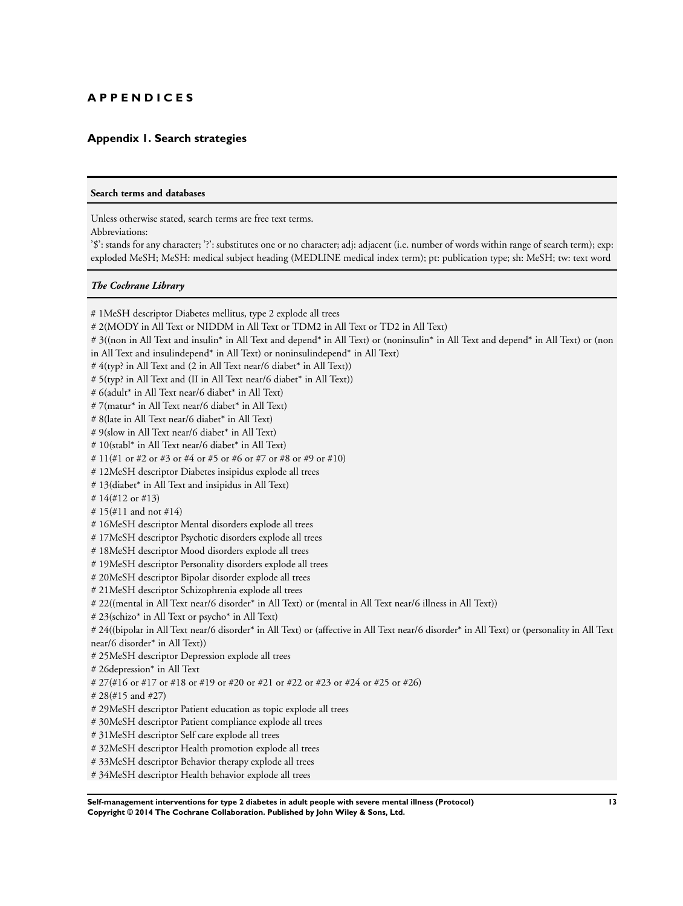# APPENDICES

## Appendix 1. Search strategies

**Search terms and databases**

Unless otherwise stated, search terms are free text terms.
Abbreviations:
'$': stands for any character; '?': substitutes one or no character; adj: adjacent (i.e. number of words within range of search term); exp: exploded MeSH; MeSH: medical subject heading (MEDLINE medical index term); pt: publication type; sh: MeSH; tw: text word

***The Cochrane Library***

# 1MeSH descriptor Diabetes mellitus, type 2 explode all trees
# 2(MODY in All Text or NIDDM in All Text or TDM2 in All Text or TD2 in All Text)
# 3((non in All Text and insulin* in All Text and depend* in All Text) or (noninsulin* in All Text and depend* in All Text) or (non in All Text and insulindepend* in All Text) or noninsulindepend* in All Text)
# 4(typ? in All Text and (2 in All Text near/6 diabet* in All Text))
# 5(typ? in All Text and (II in All Text near/6 diabet* in All Text))
# 6(adult* in All Text near/6 diabet* in All Text)
# 7(matur* in All Text near/6 diabet* in All Text)
# 8(late in All Text near/6 diabet* in All Text)
# 9(slow in All Text near/6 diabet* in All Text)
# 10(stabl* in All Text near/6 diabet* in All Text)
# 11(#1 or #2 or #3 or #4 or #5 or #6 or #7 or #8 or #9 or #10)
# 12MeSH descriptor Diabetes insipidus explode all trees
# 13(diabet* in All Text and insipidus in All Text)
# 14(#12 or #13)
# 15(#11 and not #14)
# 16MeSH descriptor Mental disorders explode all trees
# 17MeSH descriptor Psychotic disorders explode all trees
# 18MeSH descriptor Mood disorders explode all trees
# 19MeSH descriptor Personality disorders explode all trees
# 20MeSH descriptor Bipolar disorder explode all trees
# 21MeSH descriptor Schizophrenia explode all trees
# 22((mental in All Text near/6 disorder* in All Text) or (mental in All Text near/6 illness in All Text))
# 23(schizo* in All Text or psycho* in All Text)
# 24((bipolar in All Text near/6 disorder* in All Text) or (affective in All Text near/6 disorder* in All Text) or (personality in All Text near/6 disorder* in All Text))
# 25MeSH descriptor Depression explode all trees
# 26depression* in All Text
# 27(#16 or #17 or #18 or #19 or #20 or #21 or #22 or #23 or #24 or #25 or #26)
# 28(#15 and #27)
# 29MeSH descriptor Patient education as topic explode all trees
# 30MeSH descriptor Patient compliance explode all trees
# 31MeSH descriptor Self care explode all trees
# 32MeSH descriptor Health promotion explode all trees
# 33MeSH descriptor Behavior therapy explode all trees
# 34MeSH descriptor Health behavior explode all trees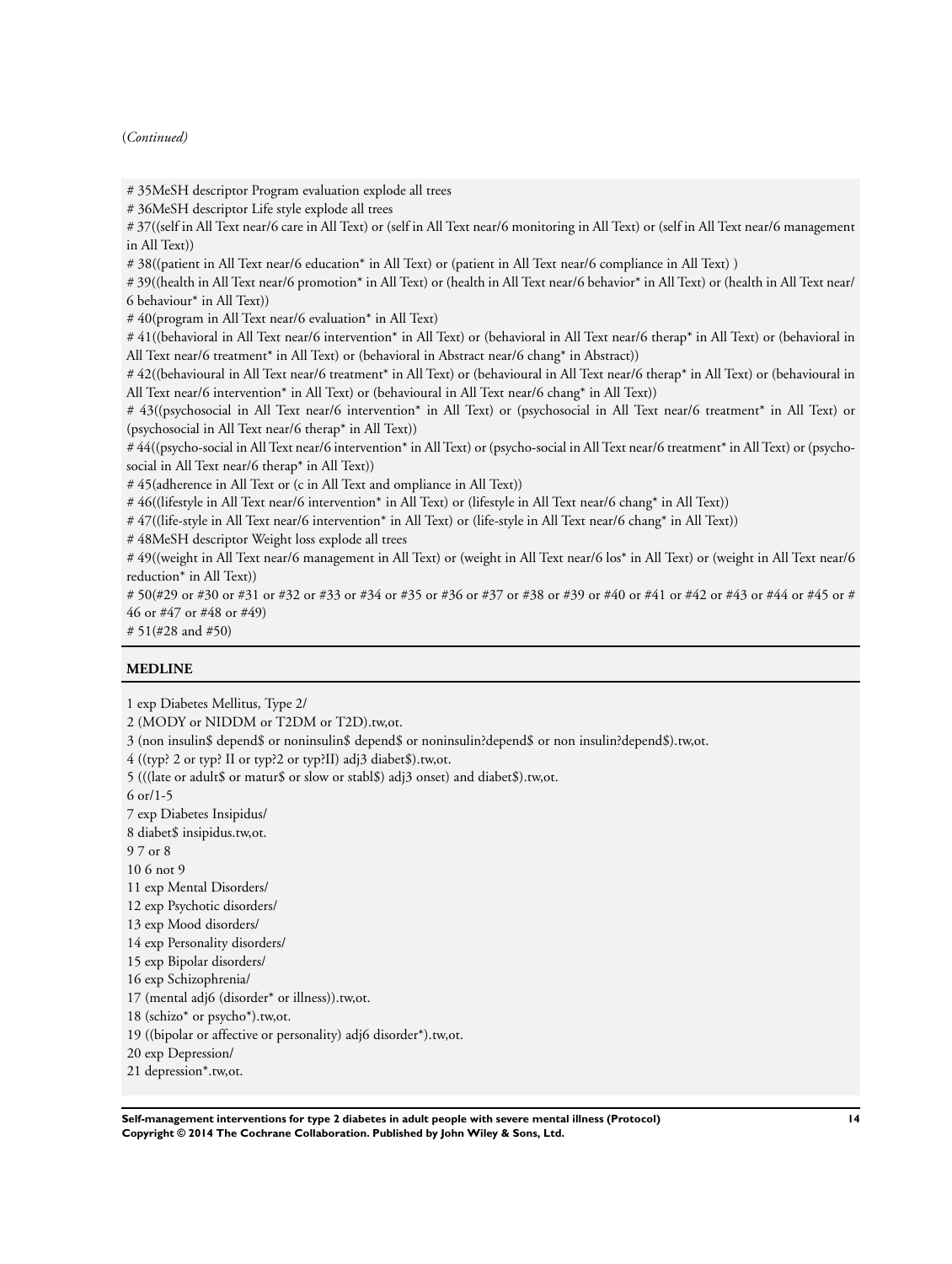(*Continued*)

# 35MeSH descriptor Program evaluation explode all trees
# 36MeSH descriptor Life style explode all trees
# 37((self in All Text near/6 care in All Text) or (self in All Text near/6 monitoring in All Text) or (self in All Text near/6 management in All Text))
# 38((patient in All Text near/6 education* in All Text) or (patient in All Text near/6 compliance in All Text) )
# 39((health in All Text near/6 promotion* in All Text) or (health in All Text near/6 behavior* in All Text) or (health in All Text near/6 behaviour* in All Text))
# 40(program in All Text near/6 evaluation* in All Text)
# 41((behavioral in All Text near/6 intervention* in All Text) or (behavioral in All Text near/6 therap* in All Text) or (behavioral in All Text near/6 treatment* in All Text) or (behavioral in Abstract near/6 chang* in Abstract))
# 42((behavioural in All Text near/6 treatment* in All Text) or (behavioural in All Text near/6 therap* in All Text) or (behavioural in All Text near/6 intervention* in All Text) or (behavioural in All Text near/6 chang* in All Text))
# 43((psychosocial in All Text near/6 intervention* in All Text) or (psychosocial in All Text near/6 treatment* in All Text) or (psychosocial in All Text near/6 therap* in All Text))
# 44((psycho-social in All Text near/6 intervention* in All Text) or (psycho-social in All Text near/6 treatment* in All Text) or (psycho-social in All Text near/6 therap* in All Text))
# 45(adherence in All Text or (c in All Text and ompliance in All Text))
# 46((lifestyle in All Text near/6 intervention* in All Text) or (lifestyle in All Text near/6 chang* in All Text))
# 47((life-style in All Text near/6 intervention* in All Text) or (life-style in All Text near/6 chang* in All Text))
# 48MeSH descriptor Weight loss explode all trees
# 49((weight in All Text near/6 management in All Text) or (weight in All Text near/6 los* in All Text) or (weight in All Text near/6 reduction* in All Text))
# 50(#29 or #30 or #31 or #32 or #33 or #34 or #35 or #36 or #37 or #38 or #39 or #40 or #41 or #42 or #43 or #44 or #45 or # 46 or #47 or #48 or #49)
# 51(#28 and #50)

**MEDLINE**

1 exp Diabetes Mellitus, Type 2/
2 (MODY or NIDDM or T2DM or T2D).tw,ot.
3 (non insulin$ depend$ or noninsulin$ depend$ or noninsulin?depend$ or non insulin?depend$).tw,ot.
4 ((typ? 2 or typ? II or typ?2 or typ?II) adj3 diabet$).tw,ot.
5 (((late or adult$ or matur$ or slow or stabl$) adj3 onset) and diabet$).tw,ot.
6 or/1-5
7 exp Diabetes Insipidus/
8 diabet$ insipidus.tw,ot.
9 7 or 8
10 6 not 9
11 exp Mental Disorders/
12 exp Psychotic disorders/
13 exp Mood disorders/
14 exp Personality disorders/
15 exp Bipolar disorders/
16 exp Schizophrenia/
17 (mental adj6 (disorder* or illness)).tw,ot.
18 (schizo* or psycho*).tw,ot.
19 ((bipolar or affective or personality) adj6 disorder*).tw,ot.
20 exp Depression/
21 depression*.tw,ot.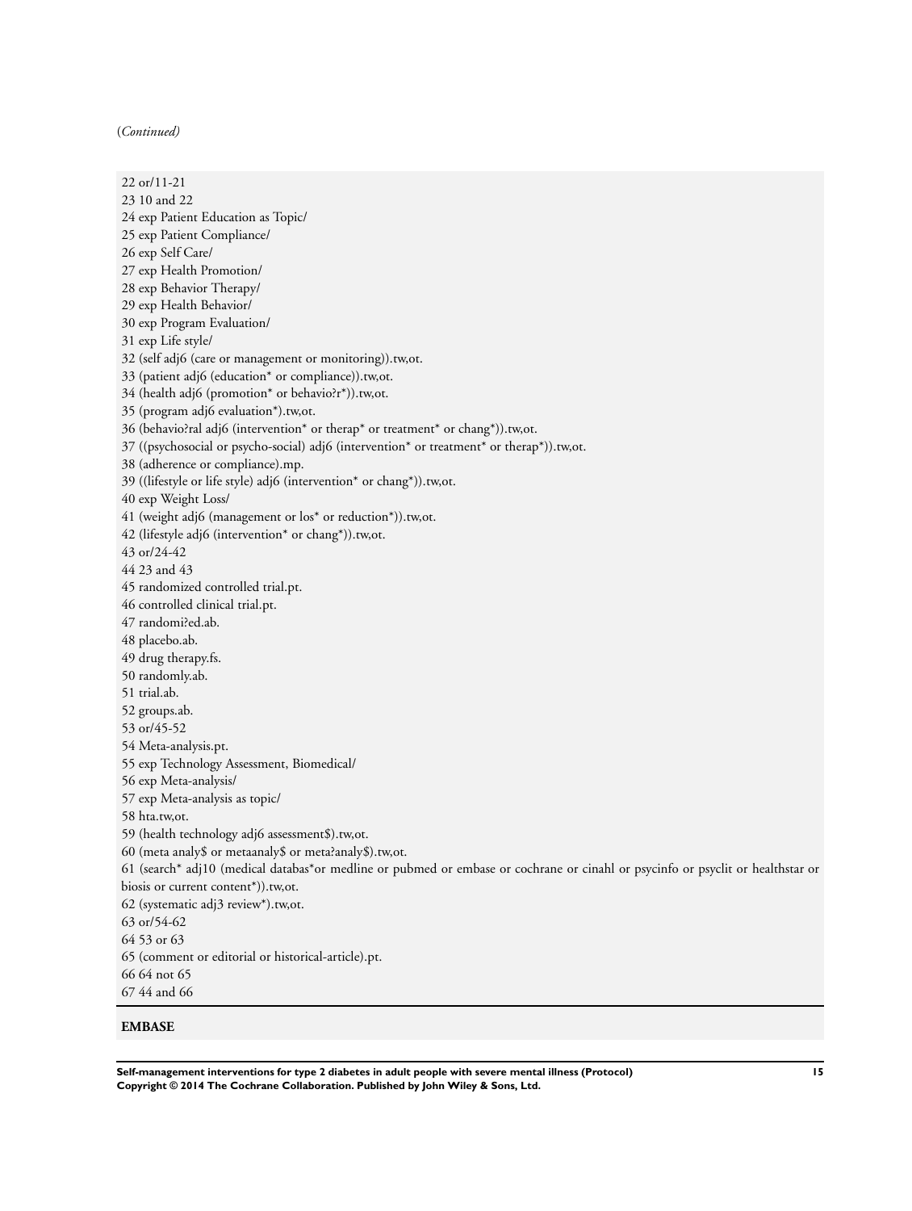(*Continued*)

22 or/11-21
23 10 and 22
24 exp Patient Education as Topic/
25 exp Patient Compliance/
26 exp Self Care/
27 exp Health Promotion/
28 exp Behavior Therapy/
29 exp Health Behavior/
30 exp Program Evaluation/
31 exp Life style/
32 (self adj6 (care or management or monitoring)).tw,ot.
33 (patient adj6 (education* or compliance)).tw,ot.
34 (health adj6 (promotion* or behavio?r*)).tw,ot.
35 (program adj6 evaluation*).tw,ot.
36 (behavio?ral adj6 (intervention* or therap* or treatment* or chang*)).tw,ot.
37 ((psychosocial or psycho-social) adj6 (intervention* or treatment* or therap*)).tw,ot.
38 (adherence or compliance).mp.
39 ((lifestyle or life style) adj6 (intervention* or chang*)).tw,ot.
40 exp Weight Loss/
41 (weight adj6 (management or los* or reduction*)).tw,ot.
42 (lifestyle adj6 (intervention* or chang*)).tw,ot.
43 or/24-42
44 23 and 43
45 randomized controlled trial.pt.
46 controlled clinical trial.pt.
47 randomi?ed.ab.
48 placebo.ab.
49 drug therapy.fs.
50 randomly.ab.
51 trial.ab.
52 groups.ab.
53 or/45-52
54 Meta-analysis.pt.
55 exp Technology Assessment, Biomedical/
56 exp Meta-analysis/
57 exp Meta-analysis as topic/
58 hta.tw,ot.
59 (health technology adj6 assessment$).tw,ot.
60 (meta analy$ or metaanaly$ or meta?analy$).tw,ot.
61 (search* adj10 (medical databas*or medline or pubmed or embase or cochrane or cinahl or psycinfo or psyclit or healthstar or biosis or current content*)).tw,ot.
62 (systematic adj3 review*).tw,ot.
63 or/54-62
64 53 or 63
65 (comment or editorial or historical-article).pt.
66 64 not 65
67 44 and 66

**EMBASE**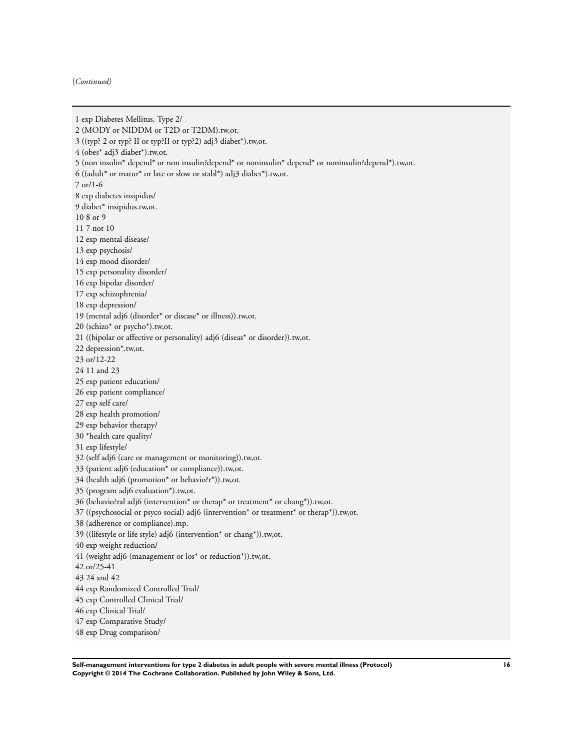(*Continued*)

```
1 exp Diabetes Mellitus, Type 2/
2 (MODY or NIDDM or T2D or T2DM).tw,ot.
3 ((typ? 2 or typ? II or typ?II or typ?2) adj3 diabet*).tw,ot.
4 (obes* adj3 diabet*).tw,ot.
5 (non insulin* depend* or non insulin?depend* or noninsulin* depend* or noninsulin?depend*).tw,ot.
6 ((adult* or matur* or late or slow or stabl*) adj3 diabet*).tw,ot.
7 or/1-6
8 exp diabetes insipidus/
9 diabet* insipidus.tw,ot.
10 8 or 9
11 7 not 10
12 exp mental disease/
13 exp psychosis/
14 exp mood disorder/
15 exp personality disorder/
16 exp bipolar disorder/
17 exp schizophrenia/
18 exp depression/
19 (mental adj6 (disorder* or disease* or illness)).tw,ot.
20 (schizo* or psycho*).tw,ot.
21 ((bipolar or affective or personality) adj6 (diseas* or disorder)).tw,ot.
22 depression*.tw,ot.
23 or/12-22
24 11 and 23
25 exp patient education/
26 exp patient compliance/
27 exp self care/
28 exp health promotion/
29 exp behavior therapy/
30 *health care quality/
31 exp lifestyle/
32 (self adj6 (care or management or monitoring)).tw,ot.
33 (patient adj6 (education* or compliance)).tw,ot.
34 (health adj6 (promotion* or behavio?r*)).tw,ot.
35 (program adj6 evaluation*).tw,ot.
36 (behavio?ral adj6 (intervention* or therap* or treatment* or chang*)).tw,ot.
37 ((psychosocial or psyco social) adj6 (intervention* or treatment* or therap*)).tw,ot.
38 (adherence or compliance).mp.
39 ((lifestyle or life style) adj6 (intervention* or chang*)).tw,ot.
40 exp weight reduction/
41 (weight adj6 (management or los* or reduction*)).tw,ot.
42 or/25-41
43 24 and 42
44 exp Randomized Controlled Trial/
45 exp Controlled Clinical Trial/
46 exp Clinical Trial/
47 exp Comparative Study/
48 exp Drug comparison/
```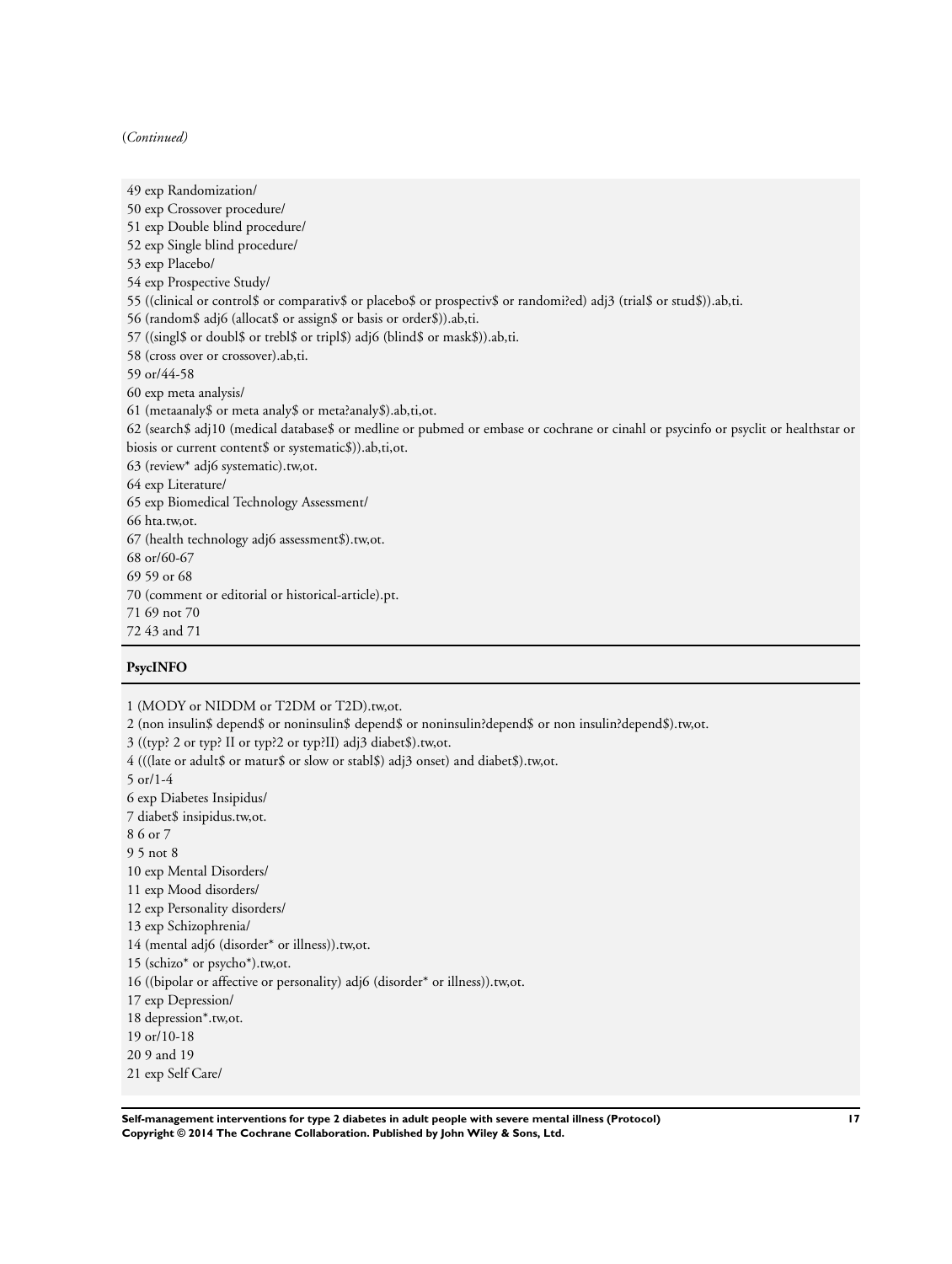(*Continued*)

49 exp Randomization/
50 exp Crossover procedure/
51 exp Double blind procedure/
52 exp Single blind procedure/
53 exp Placebo/
54 exp Prospective Study/
55 ((clinical or control$ or comparativ$ or placebo$ or prospectiv$ or randomi?ed) adj3 (trial$ or stud$)).ab,ti.
56 (random$ adj6 (allocat$ or assign$ or basis or order$)).ab,ti.
57 ((singl$ or doubl$ or trebl$ or tripl$) adj6 (blind$ or mask$)).ab,ti.
58 (cross over or crossover).ab,ti.
59 or/44-58
60 exp meta analysis/
61 (metaanaly$ or meta analy$ or meta?analy$).ab,ti,ot.
62 (search$ adj10 (medical database$ or medline or pubmed or embase or cochrane or cinahl or psycinfo or psyclit or healthstar or biosis or current content$ or systematic$)).ab,ti,ot.
63 (review* adj6 systematic).tw,ot.
64 exp Literature/
65 exp Biomedical Technology Assessment/
66 hta.tw,ot.
67 (health technology adj6 assessment$).tw,ot.
68 or/60-67
69 59 or 68
70 (comment or editorial or historical-article).pt.
71 69 not 70
72 43 and 71

**PsycINFO**

1 (MODY or NIDDM or T2DM or T2D).tw,ot.
2 (non insulin$ depend$ or noninsulin$ depend$ or noninsulin?depend$ or non insulin?depend$).tw,ot.
3 ((typ? 2 or typ? II or typ?2 or typ?II) adj3 diabet$).tw,ot.
4 (((late or adult$ or matur$ or slow or stabl$) adj3 onset) and diabet$).tw,ot.
5 or/1-4
6 exp Diabetes Insipidus/
7 diabet$ insipidus.tw,ot.
8 6 or 7
9 5 not 8
10 exp Mental Disorders/
11 exp Mood disorders/
12 exp Personality disorders/
13 exp Schizophrenia/
14 (mental adj6 (disorder* or illness)).tw,ot.
15 (schizo* or psycho*).tw,ot.
16 ((bipolar or affective or personality) adj6 (disorder* or illness)).tw,ot.
17 exp Depression/
18 depression*.tw,ot.
19 or/10-18
20 9 and 19
21 exp Self Care/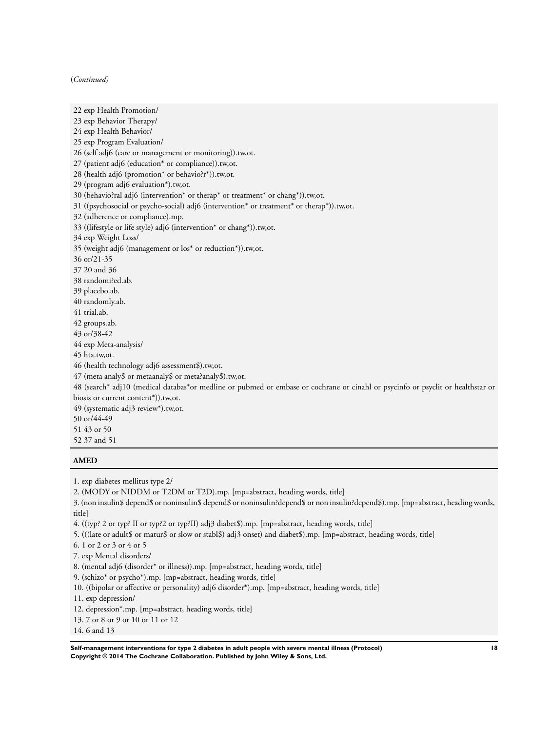(*Continued*)

22 exp Health Promotion/
23 exp Behavior Therapy/
24 exp Health Behavior/
25 exp Program Evaluation/
26 (self adj6 (care or management or monitoring)).tw,ot.
27 (patient adj6 (education* or compliance)).tw,ot.
28 (health adj6 (promotion* or behavio?r*)).tw,ot.
29 (program adj6 evaluation*).tw,ot.
30 (behavio?ral adj6 (intervention* or therap* or treatment* or chang*)).tw,ot.
31 ((psychosocial or psycho-social) adj6 (intervention* or treatment* or therap*)).tw,ot.
32 (adherence or compliance).mp.
33 ((lifestyle or life style) adj6 (intervention* or chang*)).tw,ot.
34 exp Weight Loss/
35 (weight adj6 (management or los* or reduction*)).tw,ot.
36 or/21-35
37 20 and 36
38 randomi?ed.ab.
39 placebo.ab.
40 randomly.ab.
41 trial.ab.
42 groups.ab.
43 or/38-42
44 exp Meta-analysis/
45 hta.tw,ot.
46 (health technology adj6 assessment$).tw,ot.
47 (meta analy$ or metaanaly$ or meta?analy$).tw,ot.
48 (search* adj10 (medical databas*or medline or pubmed or embase or cochrane or cinahl or psycinfo or psyclit or healthstar or biosis or current content*)).tw,ot.
49 (systematic adj3 review*).tw,ot.
50 or/44-49
51 43 or 50
52 37 and 51

**AMED**

1. exp diabetes mellitus type 2/
2. (MODY or NIDDM or T2DM or T2D).mp. [mp=abstract, heading words, title]
3. (non insulin$ depend$ or noninsulin$ depend$ or noninsulin?depend$ or non insulin?depend$).mp. [mp=abstract, heading words, title]
4. ((typ? 2 or typ? II or typ?2 or typ?II) adj3 diabet$).mp. [mp=abstract, heading words, title]
5. (((late or adult$ or matur$ or slow or stabl$) adj3 onset) and diabet$).mp. [mp=abstract, heading words, title]
6. 1 or 2 or 3 or 4 or 5
7. exp Mental disorders/
8. (mental adj6 (disorder* or illness)).mp. [mp=abstract, heading words, title]
9. (schizo* or psycho*).mp. [mp=abstract, heading words, title]
10. ((bipolar or affective or personality) adj6 disorder*).mp. [mp=abstract, heading words, title]
11. exp depression/
12. depression*.mp. [mp=abstract, heading words, title]
13. 7 or 8 or 9 or 10 or 11 or 12
14. 6 and 13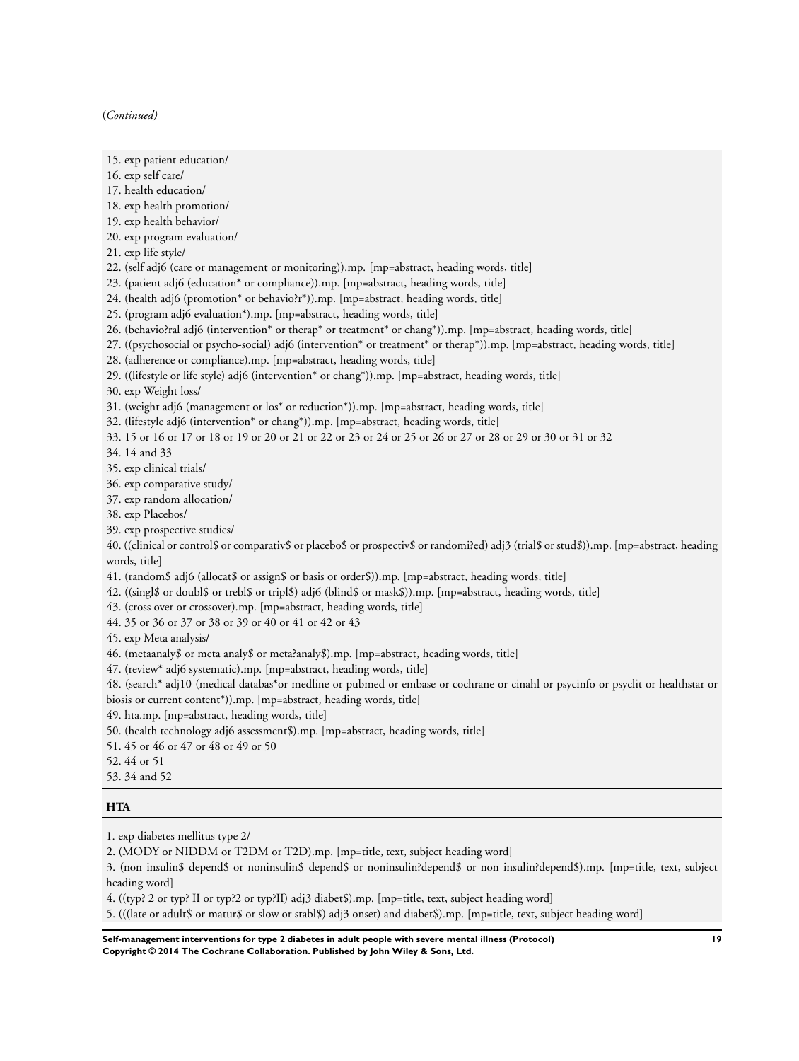(*Continued*)

15. exp patient education/
16. exp self care/
17. health education/
18. exp health promotion/
19. exp health behavior/
20. exp program evaluation/
21. exp life style/
22. (self adj6 (care or management or monitoring)).mp. [mp=abstract, heading words, title]
23. (patient adj6 (education* or compliance)).mp. [mp=abstract, heading words, title]
24. (health adj6 (promotion* or behavio?r*)).mp. [mp=abstract, heading words, title]
25. (program adj6 evaluation*).mp. [mp=abstract, heading words, title]
26. (behavio?ral adj6 (intervention* or therap* or treatment* or chang*)).mp. [mp=abstract, heading words, title]
27. ((psychosocial or psycho-social) adj6 (intervention* or treatment* or therap*)).mp. [mp=abstract, heading words, title]
28. (adherence or compliance).mp. [mp=abstract, heading words, title]
29. ((lifestyle or life style) adj6 (intervention* or chang*)).mp. [mp=abstract, heading words, title]
30. exp Weight loss/
31. (weight adj6 (management or los* or reduction*)).mp. [mp=abstract, heading words, title]
32. (lifestyle adj6 (intervention* or chang*)).mp. [mp=abstract, heading words, title]
33. 15 or 16 or 17 or 18 or 19 or 20 or 21 or 22 or 23 or 24 or 25 or 26 or 27 or 28 or 29 or 30 or 31 or 32
34. 14 and 33
35. exp clinical trials/
36. exp comparative study/
37. exp random allocation/
38. exp Placebos/
39. exp prospective studies/
40. ((clinical or control$ or comparativ$ or placebo$ or prospectiv$ or randomi?ed) adj3 (trial$ or stud$)).mp. [mp=abstract, heading words, title]
41. (random$ adj6 (allocat$ or assign$ or basis or order$)).mp. [mp=abstract, heading words, title]
42. ((singl$ or doubl$ or trebl$ or tripl$) adj6 (blind$ or mask$)).mp. [mp=abstract, heading words, title]
43. (cross over or crossover).mp. [mp=abstract, heading words, title]
44. 35 or 36 or 37 or 38 or 39 or 40 or 41 or 42 or 43
45. exp Meta analysis/
46. (metaanaly$ or meta analy$ or meta?analy$).mp. [mp=abstract, heading words, title]
47. (review* adj6 systematic).mp. [mp=abstract, heading words, title]
48. (search* adj10 (medical databas*or medline or pubmed or embase or cochrane or cinahl or psycinfo or psyclit or healthstar or biosis or current content*)).mp. [mp=abstract, heading words, title]
49. hta.mp. [mp=abstract, heading words, title]
50. (health technology adj6 assessment$).mp. [mp=abstract, heading words, title]
51. 45 or 46 or 47 or 48 or 49 or 50
52. 44 or 51
53. 34 and 52

**HTA**

1. exp diabetes mellitus type 2/
2. (MODY or NIDDM or T2DM or T2D).mp. [mp=title, text, subject heading word]
3. (non insulin$ depend$ or noninsulin$ depend$ or noninsulin?depend$ or non insulin?depend$).mp. [mp=title, text, subject heading word]
4. ((typ? 2 or typ? II or typ?2 or typ?II) adj3 diabet$).mp. [mp=title, text, subject heading word]
5. (((late or adult$ or matur$ or slow or stabl$) adj3 onset) and diabet$).mp. [mp=title, text, subject heading word]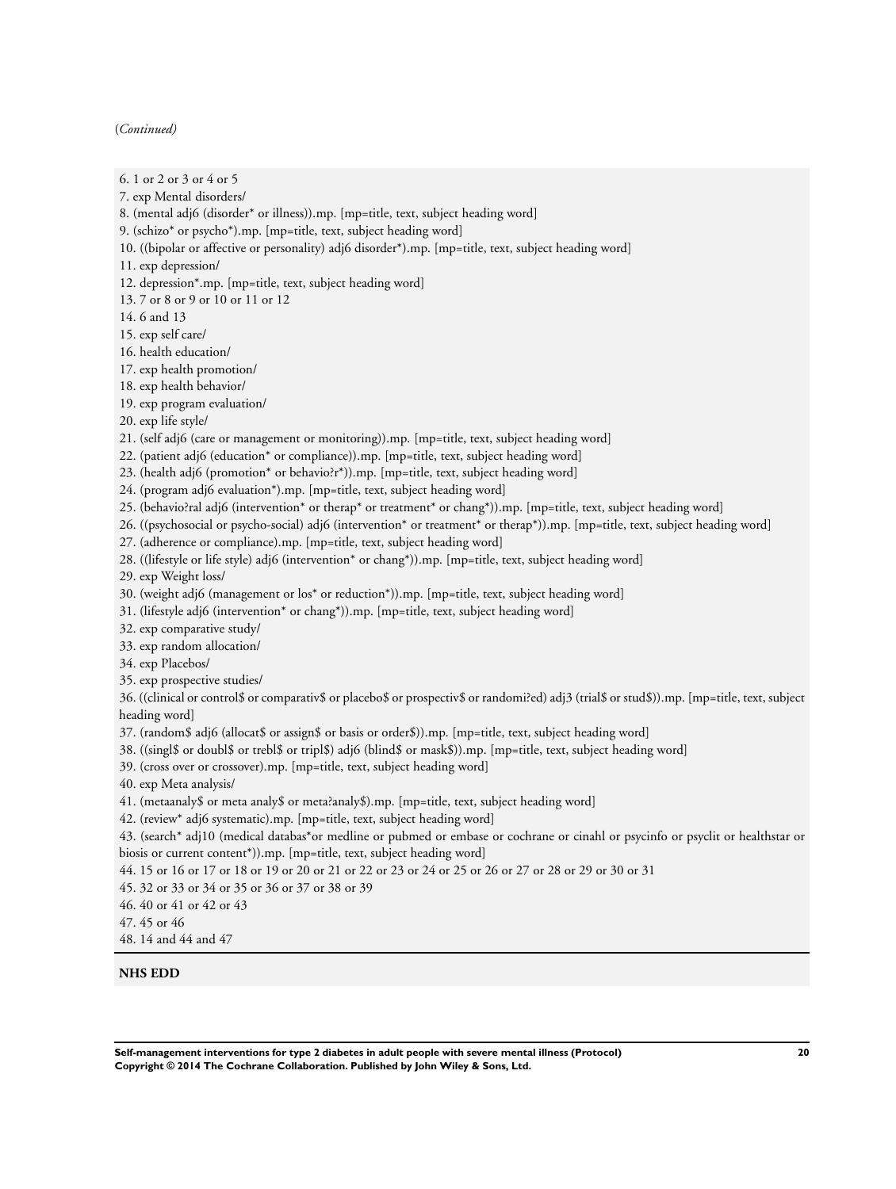(*Continued*)

6. 1 or 2 or 3 or 4 or 5
7. exp Mental disorders/
8. (mental adj6 (disorder* or illness)).mp. [mp=title, text, subject heading word]
9. (schizo* or psycho*).mp. [mp=title, text, subject heading word]
10. ((bipolar or affective or personality) adj6 disorder*).mp. [mp=title, text, subject heading word]
11. exp depression/
12. depression*.mp. [mp=title, text, subject heading word]
13. 7 or 8 or 9 or 10 or 11 or 12
14. 6 and 13
15. exp self care/
16. health education/
17. exp health promotion/
18. exp health behavior/
19. exp program evaluation/
20. exp life style/
21. (self adj6 (care or management or monitoring)).mp. [mp=title, text, subject heading word]
22. (patient adj6 (education* or compliance)).mp. [mp=title, text, subject heading word]
23. (health adj6 (promotion* or behavio?r*)).mp. [mp=title, text, subject heading word]
24. (program adj6 evaluation*).mp. [mp=title, text, subject heading word]
25. (behavio?ral adj6 (intervention* or therap* or treatment* or chang*)).mp. [mp=title, text, subject heading word]
26. ((psychosocial or psycho-social) adj6 (intervention* or treatment* or therap*)).mp. [mp=title, text, subject heading word]
27. (adherence or compliance).mp. [mp=title, text, subject heading word]
28. ((lifestyle or life style) adj6 (intervention* or chang*)).mp. [mp=title, text, subject heading word]
29. exp Weight loss/
30. (weight adj6 (management or los* or reduction*)).mp. [mp=title, text, subject heading word]
31. (lifestyle adj6 (intervention* or chang*)).mp. [mp=title, text, subject heading word]
32. exp comparative study/
33. exp random allocation/
34. exp Placebos/
35. exp prospective studies/
36. ((clinical or control$ or comparativ$ or placebo$ or prospectiv$ or randomi?ed) adj3 (trial$ or stud$)).mp. [mp=title, text, subject heading word]
37. (random$ adj6 (allocat$ or assign$ or basis or order$)).mp. [mp=title, text, subject heading word]
38. ((singl$ or doubl$ or trebl$ or tripl$) adj6 (blind$ or mask$)).mp. [mp=title, text, subject heading word]
39. (cross over or crossover).mp. [mp=title, text, subject heading word]
40. exp Meta analysis/
41. (metaanaly$ or meta analy$ or meta?analy$).mp. [mp=title, text, subject heading word]
42. (review* adj6 systematic).mp. [mp=title, text, subject heading word]
43. (search* adj10 (medical databas*or medline or pubmed or embase or cochrane or cinahl or psycinfo or psyclit or healthstar or biosis or current content*)).mp. [mp=title, text, subject heading word]
44. 15 or 16 or 17 or 18 or 19 or 20 or 21 or 22 or 23 or 24 or 25 or 26 or 27 or 28 or 29 or 30 or 31
45. 32 or 33 or 34 or 35 or 36 or 37 or 38 or 39
46. 40 or 41 or 42 or 43
47. 45 or 46
48. 14 and 44 and 47

**NHS EDD**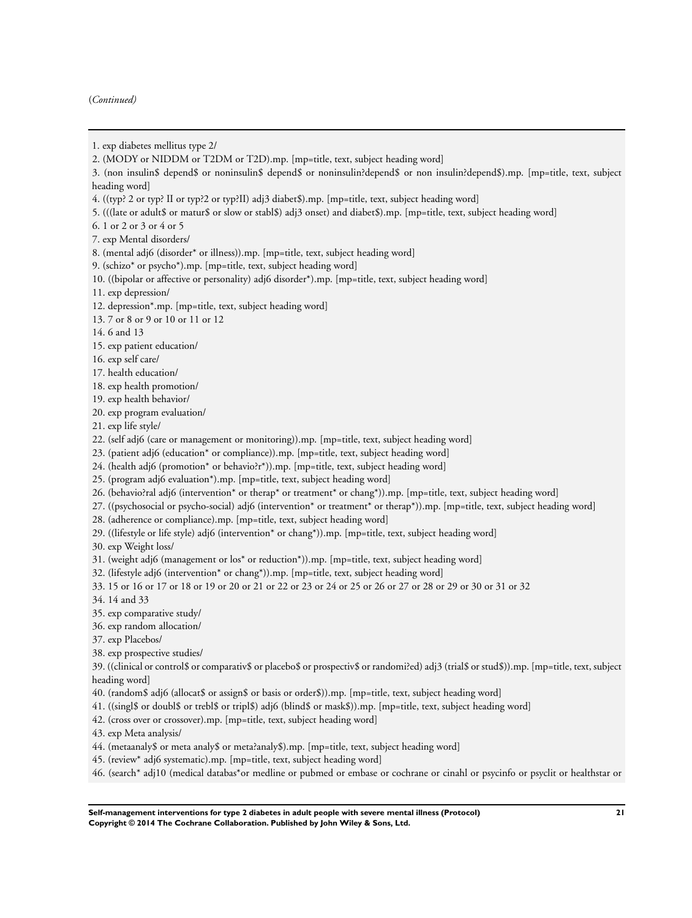(*Continued*)

1. exp diabetes mellitus type 2/
2. (MODY or NIDDM or T2DM or T2D).mp. [mp=title, text, subject heading word]
3. (non insulin$ depend$ or noninsulin$ depend$ or noninsulin?depend$ or non insulin?depend$).mp. [mp=title, text, subject heading word]
4. ((typ? 2 or typ? II or typ?2 or typ?II) adj3 diabet$).mp. [mp=title, text, subject heading word]
5. (((late or adult$ or matur$ or slow or stabl$) adj3 onset) and diabet$).mp. [mp=title, text, subject heading word]
6. 1 or 2 or 3 or 4 or 5
7. exp Mental disorders/
8. (mental adj6 (disorder* or illness)).mp. [mp=title, text, subject heading word]
9. (schizo* or psycho*).mp. [mp=title, text, subject heading word]
10. ((bipolar or affective or personality) adj6 disorder*).mp. [mp=title, text, subject heading word]
11. exp depression/
12. depression*.mp. [mp=title, text, subject heading word]
13. 7 or 8 or 9 or 10 or 11 or 12
14. 6 and 13
15. exp patient education/
16. exp self care/
17. health education/
18. exp health promotion/
19. exp health behavior/
20. exp program evaluation/
21. exp life style/
22. (self adj6 (care or management or monitoring)).mp. [mp=title, text, subject heading word]
23. (patient adj6 (education* or compliance)).mp. [mp=title, text, subject heading word]
24. (health adj6 (promotion* or behavio?r*)).mp. [mp=title, text, subject heading word]
25. (program adj6 evaluation*).mp. [mp=title, text, subject heading word]
26. (behavio?ral adj6 (intervention* or therap* or treatment* or chang*)).mp. [mp=title, text, subject heading word]
27. ((psychosocial or psycho-social) adj6 (intervention* or treatment* or therap*)).mp. [mp=title, text, subject heading word]
28. (adherence or compliance).mp. [mp=title, text, subject heading word]
29. ((lifestyle or life style) adj6 (intervention* or chang*)).mp. [mp=title, text, subject heading word]
30. exp Weight loss/
31. (weight adj6 (management or los* or reduction*)).mp. [mp=title, text, subject heading word]
32. (lifestyle adj6 (intervention* or chang*)).mp. [mp=title, text, subject heading word]
33. 15 or 16 or 17 or 18 or 19 or 20 or 21 or 22 or 23 or 24 or 25 or 26 or 27 or 28 or 29 or 30 or 31 or 32
34. 14 and 33
35. exp comparative study/
36. exp random allocation/
37. exp Placebos/
38. exp prospective studies/
39. ((clinical or control$ or comparativ$ or placebo$ or prospectiv$ or randomi?ed) adj3 (trial$ or stud$)).mp. [mp=title, text, subject heading word]
40. (random$ adj6 (allocat$ or assign$ or basis or order$)).mp. [mp=title, text, subject heading word]
41. ((singl$ or doubl$ or trebl$ or tripl$) adj6 (blind$ or mask$)).mp. [mp=title, text, subject heading word]
42. (cross over or crossover).mp. [mp=title, text, subject heading word]
43. exp Meta analysis/
44. (metaanaly$ or meta analy$ or meta?analy$).mp. [mp=title, text, subject heading word]
45. (review* adj6 systematic).mp. [mp=title, text, subject heading word]
46. (search* adj10 (medical databas*or medline or pubmed or embase or cochrane or cinahl or psycinfo or psyclit or healthstar or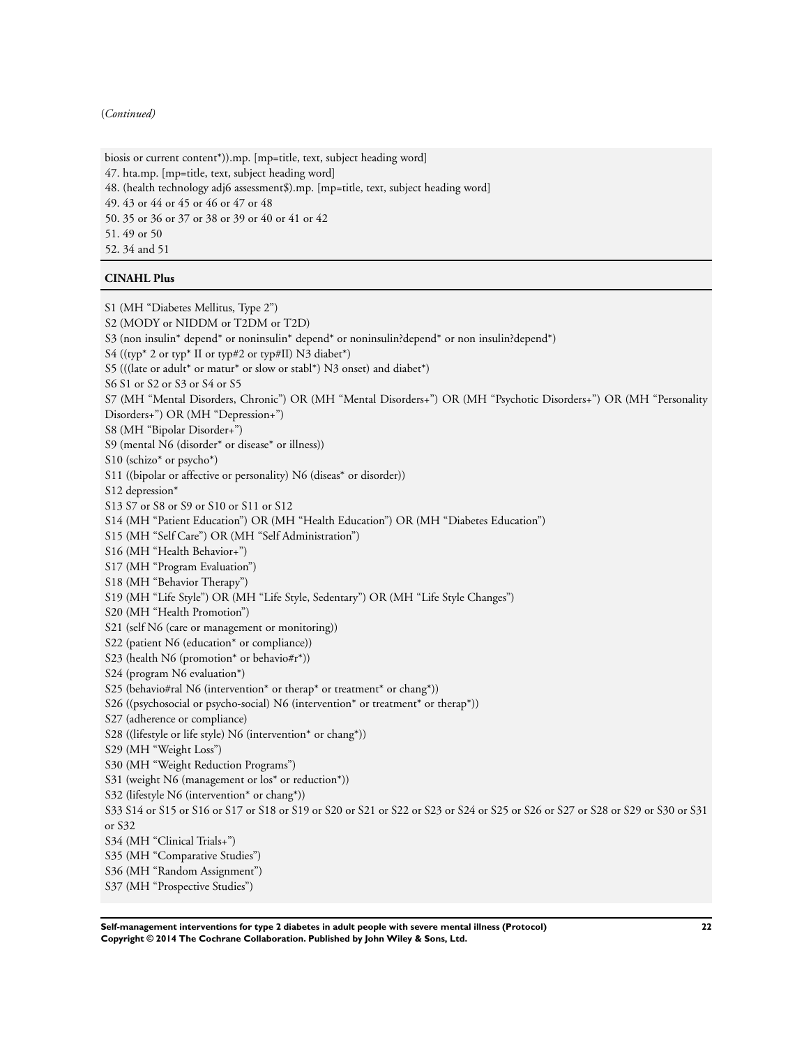(*Continued*)

biosis or current content*)).mp. [mp=title, text, subject heading word]
47. hta.mp. [mp=title, text, subject heading word]
48. (health technology adj6 assessment$).mp. [mp=title, text, subject heading word]
49. 43 or 44 or 45 or 46 or 47 or 48
50. 35 or 36 or 37 or 38 or 39 or 40 or 41 or 42
51. 49 or 50
52. 34 and 51

**CINAHL Plus**

S1 (MH "Diabetes Mellitus, Type 2")
S2 (MODY or NIDDM or T2DM or T2D)
S3 (non insulin* depend* or noninsulin* depend* or noninsulin?depend* or non insulin?depend*)
S4 ((typ* 2 or typ* II or typ#2 or typ#II) N3 diabet*)
S5 (((late or adult* or matur* or slow or stabl*) N3 onset) and diabet*)
S6 S1 or S2 or S3 or S4 or S5
S7 (MH "Mental Disorders, Chronic") OR (MH "Mental Disorders+") OR (MH "Psychotic Disorders+") OR (MH "Personality Disorders+") OR (MH "Depression+")
S8 (MH "Bipolar Disorder+")
S9 (mental N6 (disorder* or disease* or illness))
S10 (schizo* or psycho*)
S11 ((bipolar or affective or personality) N6 (diseas* or disorder))
S12 depression*
S13 S7 or S8 or S9 or S10 or S11 or S12
S14 (MH "Patient Education") OR (MH "Health Education") OR (MH "Diabetes Education")
S15 (MH "Self Care") OR (MH "Self Administration")
S16 (MH "Health Behavior+")
S17 (MH "Program Evaluation")
S18 (MH "Behavior Therapy")
S19 (MH "Life Style") OR (MH "Life Style, Sedentary") OR (MH "Life Style Changes")
S20 (MH "Health Promotion")
S21 (self N6 (care or management or monitoring))
S22 (patient N6 (education* or compliance))
S23 (health N6 (promotion* or behavio#r*))
S24 (program N6 evaluation*)
S25 (behavio#ral N6 (intervention* or therap* or treatment* or chang*))
S26 ((psychosocial or psycho-social) N6 (intervention* or treatment* or therap*))
S27 (adherence or compliance)
S28 ((lifestyle or life style) N6 (intervention* or chang*))
S29 (MH "Weight Loss")
S30 (MH "Weight Reduction Programs")
S31 (weight N6 (management or los* or reduction*))
S32 (lifestyle N6 (intervention* or chang*))
S33 S14 or S15 or S16 or S17 or S18 or S19 or S20 or S21 or S22 or S23 or S24 or S25 or S26 or S27 or S28 or S29 or S30 or S31 or S32
S34 (MH "Clinical Trials+")
S35 (MH "Comparative Studies")
S36 (MH "Random Assignment")
S37 (MH "Prospective Studies")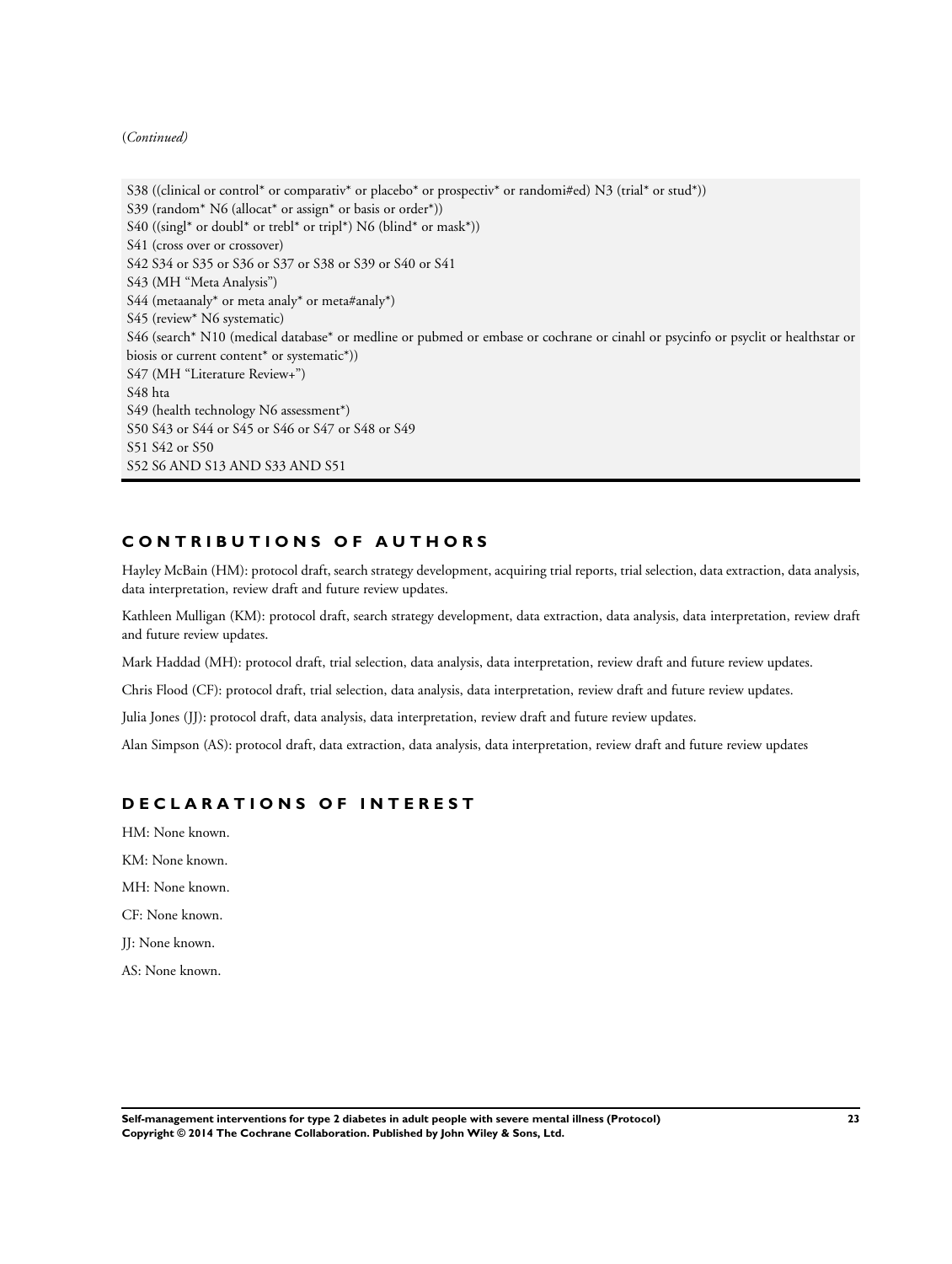(*Continued*)

S38 ((clinical or control* or comparativ* or placebo* or prospectiv* or randomi#ed) N3 (trial* or stud*))
S39 (random* N6 (allocat* or assign* or basis or order*))
S40 ((singl* or doubl* or trebl* or tripl*) N6 (blind* or mask*))
S41 (cross over or crossover)
S42 S34 or S35 or S36 or S37 or S38 or S39 or S40 or S41
S43 (MH “Meta Analysis”)
S44 (metaanaly* or meta analy* or meta#analy*)
S45 (review* N6 systematic)
S46 (search* N10 (medical database* or medline or pubmed or embase or cochrane or cinahl or psycinfo or psyclit or healthstar or biosis or current content* or systematic*))
S47 (MH “Literature Review+”)
S48 hta
S49 (health technology N6 assessment*)
S50 S43 or S44 or S45 or S46 or S47 or S48 or S49
S51 S42 or S50
S52 S6 AND S13 AND S33 AND S51

## CONTRIBUTIONS OF AUTHORS

Hayley McBain (HM): protocol draft, search strategy development, acquiring trial reports, trial selection, data extraction, data analysis, data interpretation, review draft and future review updates.

Kathleen Mulligan (KM): protocol draft, search strategy development, data extraction, data analysis, data interpretation, review draft and future review updates.

Mark Haddad (MH): protocol draft, trial selection, data analysis, data interpretation, review draft and future review updates.

Chris Flood (CF): protocol draft, trial selection, data analysis, data interpretation, review draft and future review updates.

Julia Jones (JJ): protocol draft, data analysis, data interpretation, review draft and future review updates.

Alan Simpson (AS): protocol draft, data extraction, data analysis, data interpretation, review draft and future review updates

## DECLARATIONS OF INTEREST

HM: None known.

KM: None known.

MH: None known.

CF: None known.

JJ: None known.

AS: None known.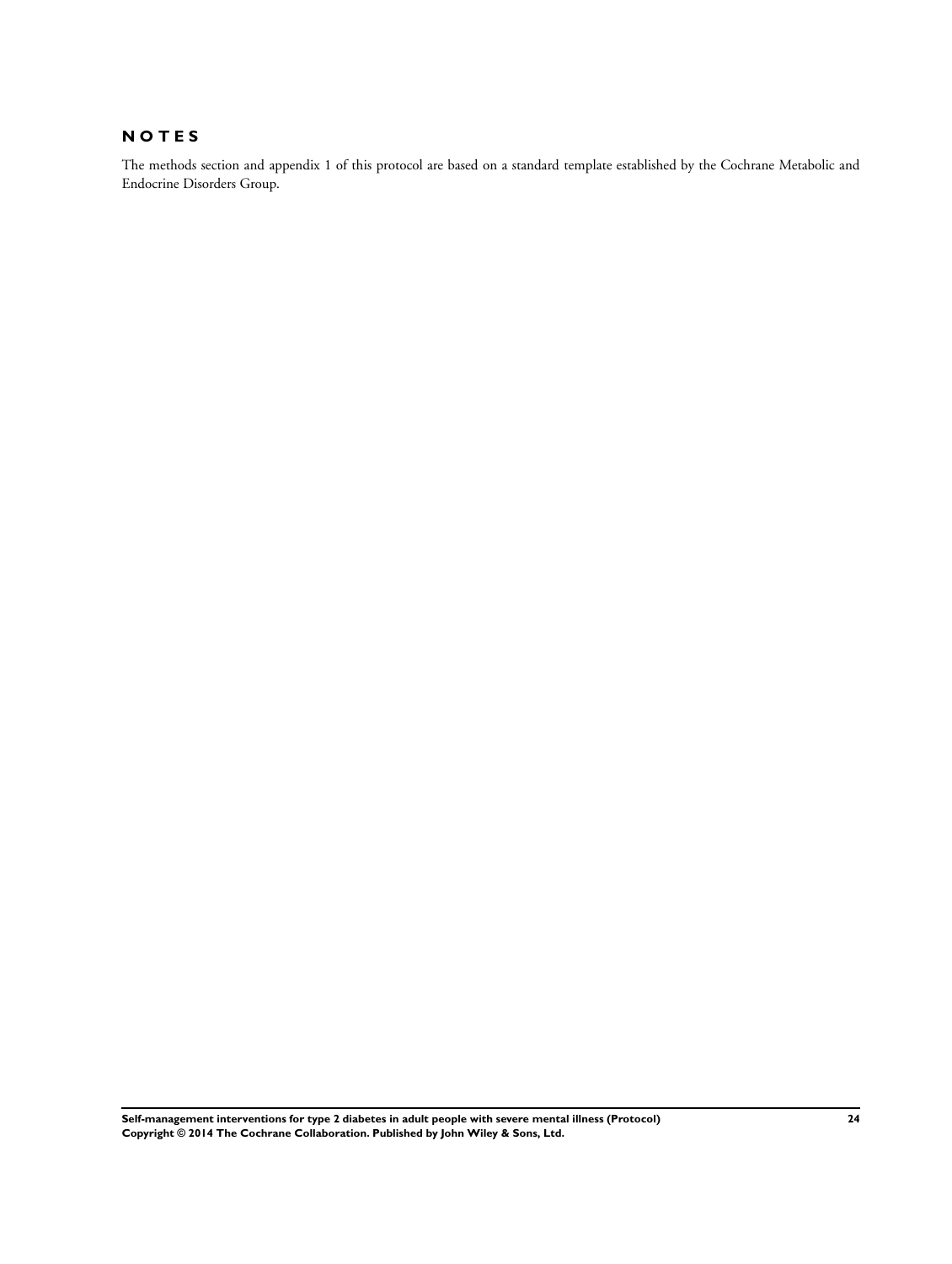## NOTES

The methods section and appendix 1 of this protocol are based on a standard template established by the Cochrane Metabolic and Endocrine Disorders Group.